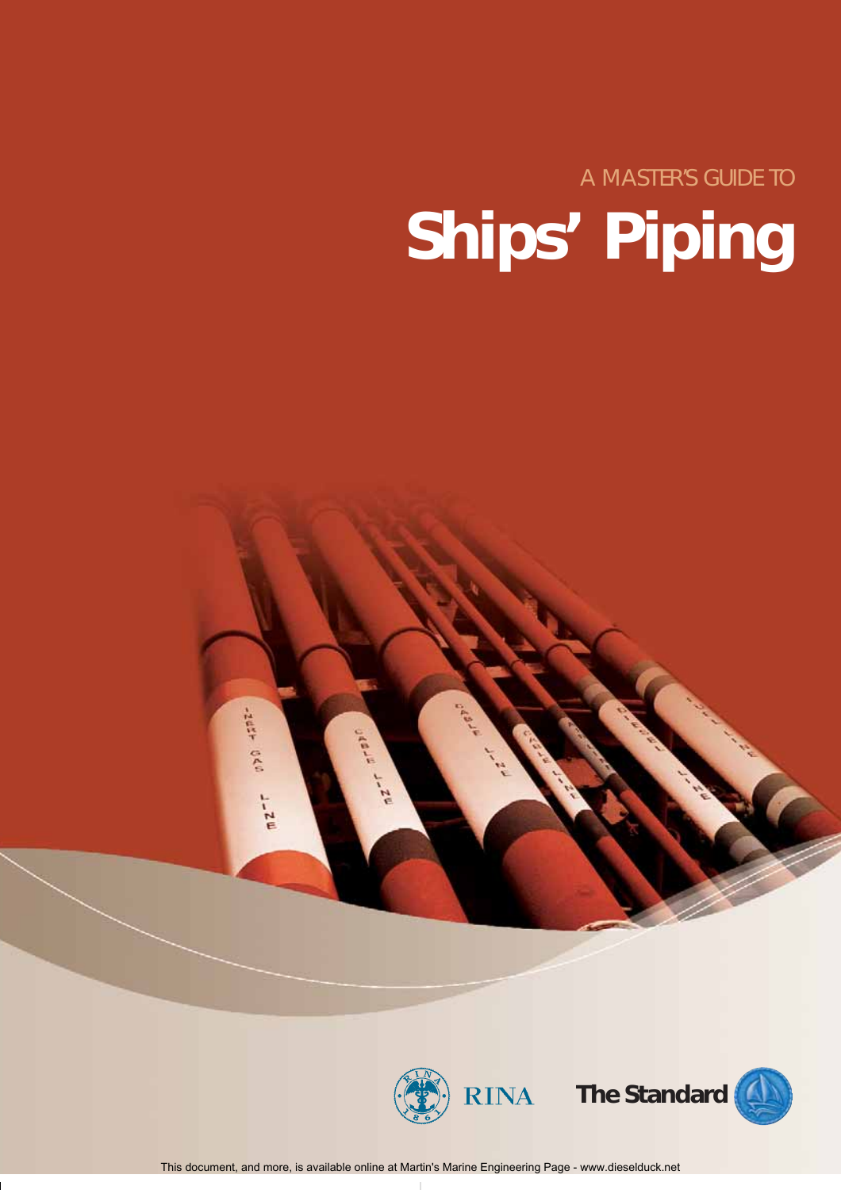A MASTER'S GUIDE TO

# Ships' Piping

RINA

The Standard

This document, and more, is available online at Martin's Marine Engineering Page - www.dieselduck.net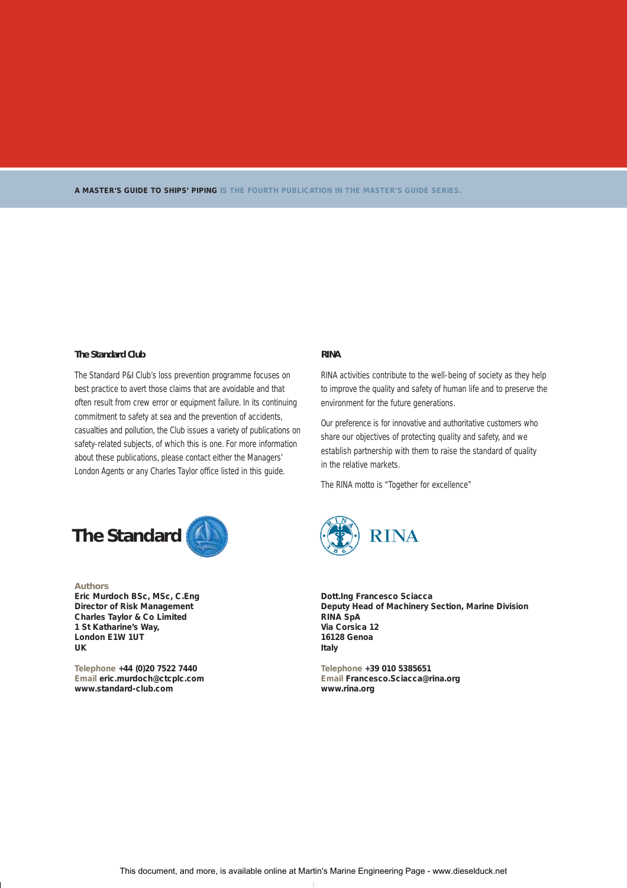**A MASTER'S GUIDE TO SHIPS' PIPING** IS THE FOURTH PUBLICATION IN THE MASTER'S GUIDE SERIES.

### The Standard Club

The Standard P&I Club's loss prevention programme focuses on best practice to avert those claims that are avoidable and that often result from crew error or equipment failure. In its continuing commitment to safety at sea and the prevention of accidents, casualties and pollution, the Club issues a variety of publications on safety-related subjects, of which this is one. For more information about these publications, please contact either the Managers' London Agents or any Charles Taylor office listed in this guide.

**The Standard**

**Authors**

**Eric Murdoch BSc, MSc, C.Eng**
**Director of Risk Management**
**Charles Taylor & Co Limited**
**1 St Katharine's Way,**
**London E1W 1UT**
**UK**

Telephone **+44 (0)20 7522 7440**
Email **eric.murdoch@ctcplc.com**
**www.standard-club.com**

### RINA

RINA activities contribute to the well-being of society as they help to improve the quality and safety of human life and to preserve the environment for the future generations.

Our preference is for innovative and authoritative customers who share our objectives of protecting quality and safety, and we establish partnership with them to raise the standard of quality in the relative markets.

The RINA motto is "Together for excellence"

**RINA**

**Dott.Ing Francesco Sciacca**
**Deputy Head of Machinery Section, Marine Division**
**RINA SpA**
**Via Corsica 12**
**16128 Genoa**
**Italy**

Telephone **+39 010 5385651**
Email **Francesco.Sciacca@rina.org**
**www.rina.org**

This document, and more, is available online at Martin's Marine Engineering Page - www.dieselduck.net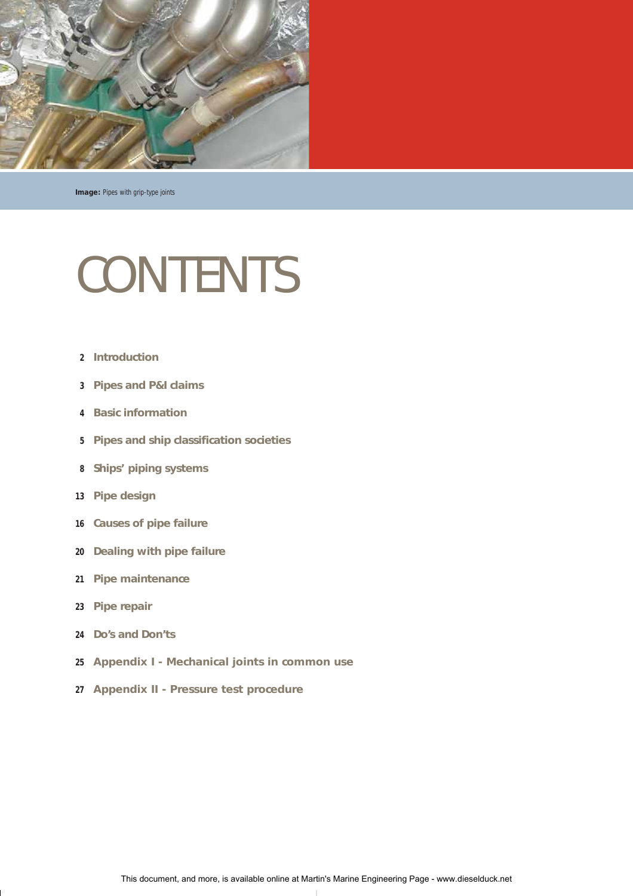**Image:** Pipes with grip-type joints

# CONTENTS

- 2 **Introduction**
- 3 **Pipes and P&I claims**
- 4 **Basic information**
- 5 **Pipes and ship classification societies**
- 8 **Ships' piping systems**
- 13 **Pipe design**
- 16 **Causes of pipe failure**
- 20 **Dealing with pipe failure**
- 21 **Pipe maintenance**
- 23 **Pipe repair**
- 24 **Do's and Don'ts**
- 25 **Appendix I - Mechanical joints in common use**
- 27 **Appendix II - Pressure test procedure**

This document, and more, is available online at Martin's Marine Engineering Page - www.dieselduck.net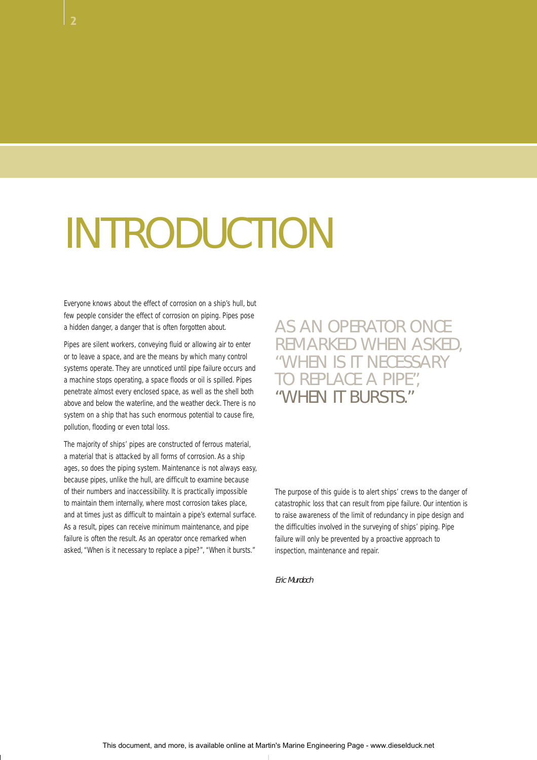# INTRODUCTION

Everyone knows about the effect of corrosion on a ship's hull, but few people consider the effect of corrosion on piping. Pipes pose a hidden danger, a danger that is often forgotten about.

Pipes are silent workers, conveying fluid or allowing air to enter or to leave a space, and are the means by which many control systems operate. They are unnoticed until pipe failure occurs and a machine stops operating, a space floods or oil is spilled. Pipes penetrate almost every enclosed space, as well as the shell both above and below the waterline, and the weather deck. There is no system on a ship that has such enormous potential to cause fire, pollution, flooding or even total loss.

The majority of ships' pipes are constructed of ferrous material, a material that is attacked by all forms of corrosion. As a ship ages, so does the piping system. Maintenance is not always easy, because pipes, unlike the hull, are difficult to examine because of their numbers and inaccessibility. It is practically impossible to maintain them internally, where most corrosion takes place, and at times just as difficult to maintain a pipe's external surface. As a result, pipes can receive minimum maintenance, and pipe failure is often the result. As an operator once remarked when asked, "When is it necessary to replace a pipe?", "When it bursts."

AS AN OPERATOR ONCE REMARKED WHEN ASKED, "WHEN IS IT NECESSARY TO REPLACE A PIPE", "WHEN IT BURSTS."

The purpose of this guide is to alert ships' crews to the danger of catastrophic loss that can result from pipe failure. Our intention is to raise awareness of the limit of redundancy in pipe design and the difficulties involved in the surveying of ships' piping. Pipe failure will only be prevented by a proactive approach to inspection, maintenance and repair.

*Eric Murdoch*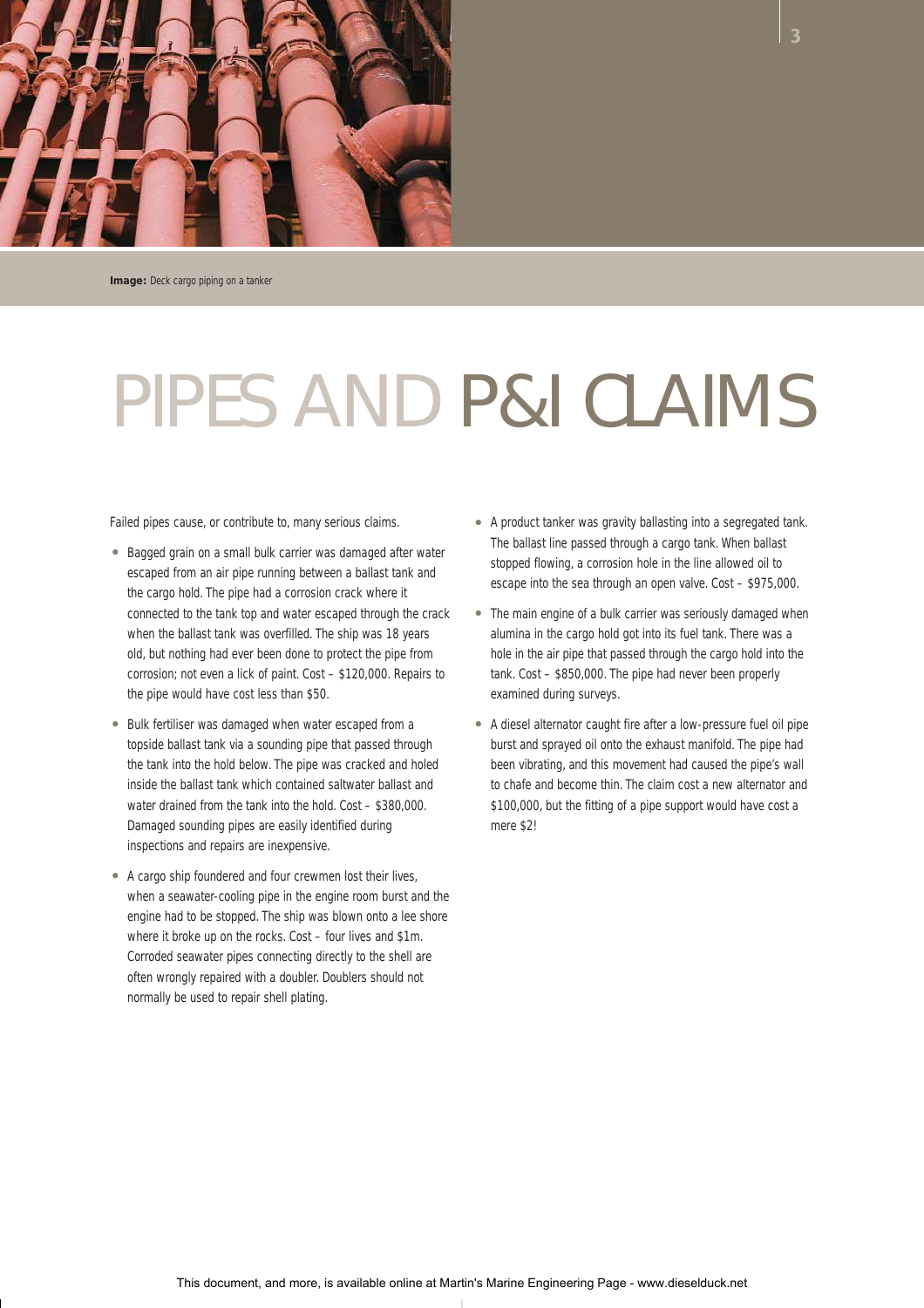**Image:** Deck cargo piping on a tanker

# PIPES AND P&I CLAIMS

Failed pipes cause, or contribute to, many serious claims.

- Bagged grain on a small bulk carrier was damaged after water escaped from an air pipe running between a ballast tank and the cargo hold. The pipe had a corrosion crack where it connected to the tank top and water escaped through the crack when the ballast tank was overfilled. The ship was 18 years old, but nothing had ever been done to protect the pipe from corrosion; not even a lick of paint. Cost – $120,000. Repairs to the pipe would have cost less than $50.
- Bulk fertiliser was damaged when water escaped from a topside ballast tank via a sounding pipe that passed through the tank into the hold below. The pipe was cracked and holed inside the ballast tank which contained saltwater ballast and water drained from the tank into the hold. Cost – $380,000. Damaged sounding pipes are easily identified during inspections and repairs are inexpensive.
- A cargo ship foundered and four crewmen lost their lives, when a seawater-cooling pipe in the engine room burst and the engine had to be stopped. The ship was blown onto a lee shore where it broke up on the rocks. Cost – four lives and $1m. Corroded seawater pipes connecting directly to the shell are often wrongly repaired with a doubler. Doublers should not normally be used to repair shell plating.
- A product tanker was gravity ballasting into a segregated tank. The ballast line passed through a cargo tank. When ballast stopped flowing, a corrosion hole in the line allowed oil to escape into the sea through an open valve. Cost – $975,000.
- The main engine of a bulk carrier was seriously damaged when alumina in the cargo hold got into its fuel tank. There was a hole in the air pipe that passed through the cargo hold into the tank. Cost – $850,000. The pipe had never been properly examined during surveys.
- A diesel alternator caught fire after a low-pressure fuel oil pipe burst and sprayed oil onto the exhaust manifold. The pipe had been vibrating, and this movement had caused the pipe's wall to chafe and become thin. The claim cost a new alternator and $100,000, but the fitting of a pipe support would have cost a mere $2!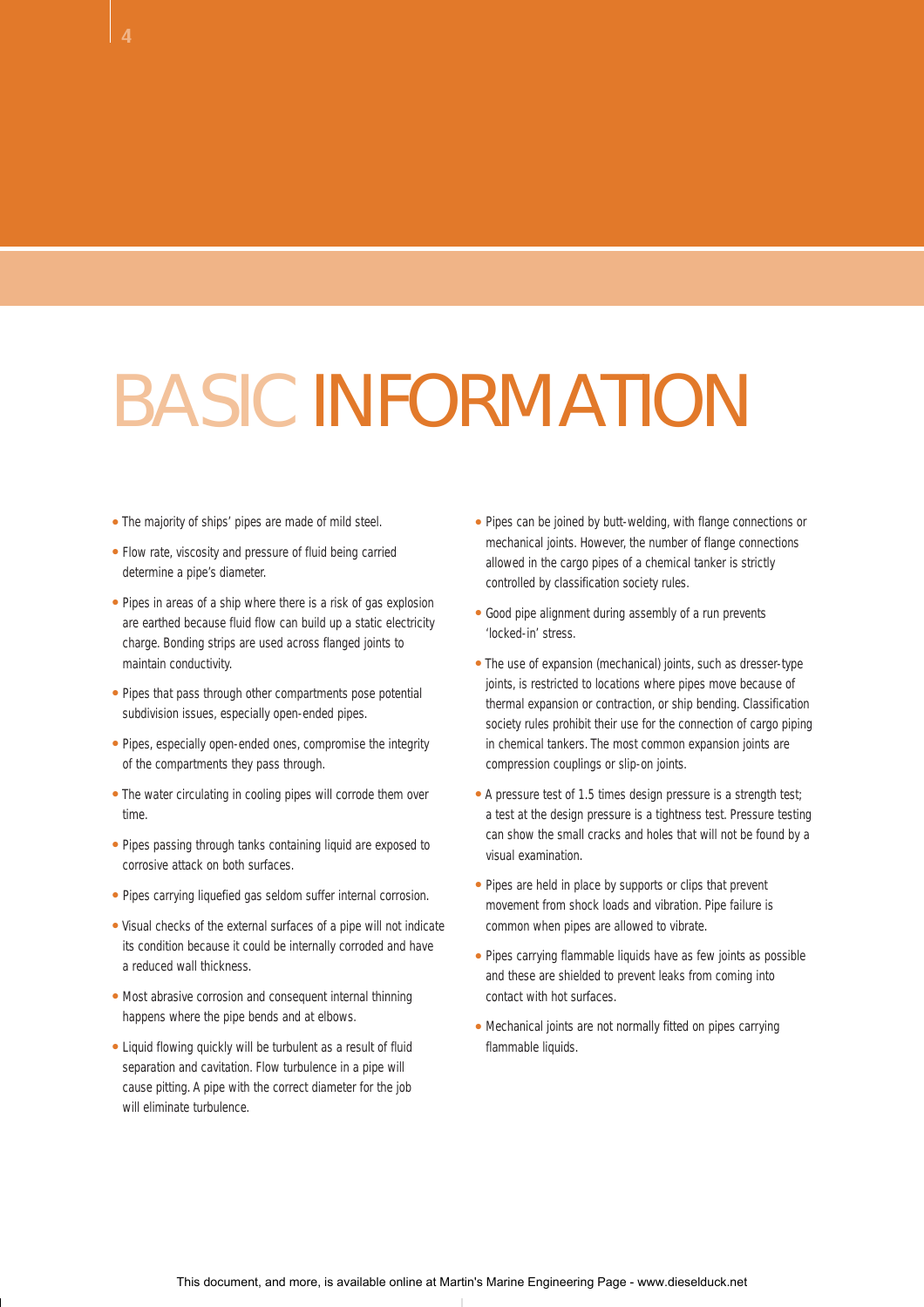# BASIC INFORMATION

- The majority of ships' pipes are made of mild steel.
- Flow rate, viscosity and pressure of fluid being carried determine a pipe's diameter.
- Pipes in areas of a ship where there is a risk of gas explosion are earthed because fluid flow can build up a static electricity charge. Bonding strips are used across flanged joints to maintain conductivity.
- Pipes that pass through other compartments pose potential subdivision issues, especially open-ended pipes.
- Pipes, especially open-ended ones, compromise the integrity of the compartments they pass through.
- The water circulating in cooling pipes will corrode them over time.
- Pipes passing through tanks containing liquid are exposed to corrosive attack on both surfaces.
- Pipes carrying liquefied gas seldom suffer internal corrosion.
- Visual checks of the external surfaces of a pipe will not indicate its condition because it could be internally corroded and have a reduced wall thickness.
- Most abrasive corrosion and consequent internal thinning happens where the pipe bends and at elbows.
- Liquid flowing quickly will be turbulent as a result of fluid separation and cavitation. Flow turbulence in a pipe will cause pitting. A pipe with the correct diameter for the job will eliminate turbulence.
- Pipes can be joined by butt-welding, with flange connections or mechanical joints. However, the number of flange connections allowed in the cargo pipes of a chemical tanker is strictly controlled by classification society rules.
- Good pipe alignment during assembly of a run prevents 'locked-in' stress.
- The use of expansion (mechanical) joints, such as dresser-type joints, is restricted to locations where pipes move because of thermal expansion or contraction, or ship bending. Classification society rules prohibit their use for the connection of cargo piping in chemical tankers. The most common expansion joints are compression couplings or slip-on joints.
- A pressure test of 1.5 times design pressure is a strength test; a test at the design pressure is a tightness test. Pressure testing can show the small cracks and holes that will not be found by a visual examination.
- Pipes are held in place by supports or clips that prevent movement from shock loads and vibration. Pipe failure is common when pipes are allowed to vibrate.
- Pipes carrying flammable liquids have as few joints as possible and these are shielded to prevent leaks from coming into contact with hot surfaces.
- Mechanical joints are not normally fitted on pipes carrying flammable liquids.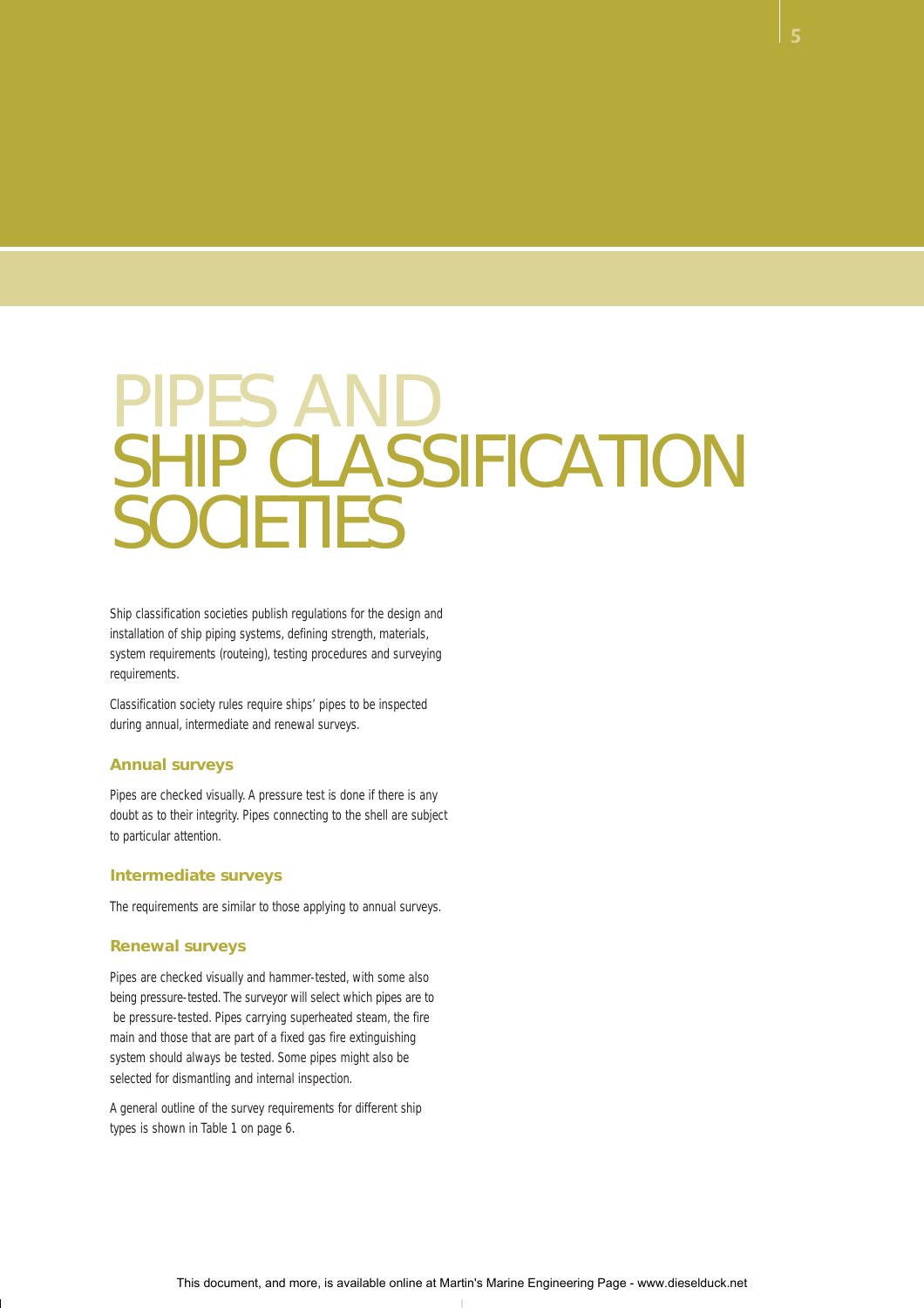# PIPES AND SHIP CLASSIFICATION SOCIETIES

Ship classification societies publish regulations for the design and installation of ship piping systems, defining strength, materials, system requirements (routeing), testing procedures and surveying requirements.

Classification society rules require ships' pipes to be inspected during annual, intermediate and renewal surveys.

### Annual surveys

Pipes are checked visually. A pressure test is done if there is any doubt as to their integrity. Pipes connecting to the shell are subject to particular attention.

### Intermediate surveys

The requirements are similar to those applying to annual surveys.

### Renewal surveys

Pipes are checked visually and hammer-tested, with some also being pressure-tested. The surveyor will select which pipes are to be pressure-tested. Pipes carrying superheated steam, the fire main and those that are part of a fixed gas fire extinguishing system should always be tested. Some pipes might also be selected for dismantling and internal inspection.

A general outline of the survey requirements for different ship types is shown in Table 1 on page 6.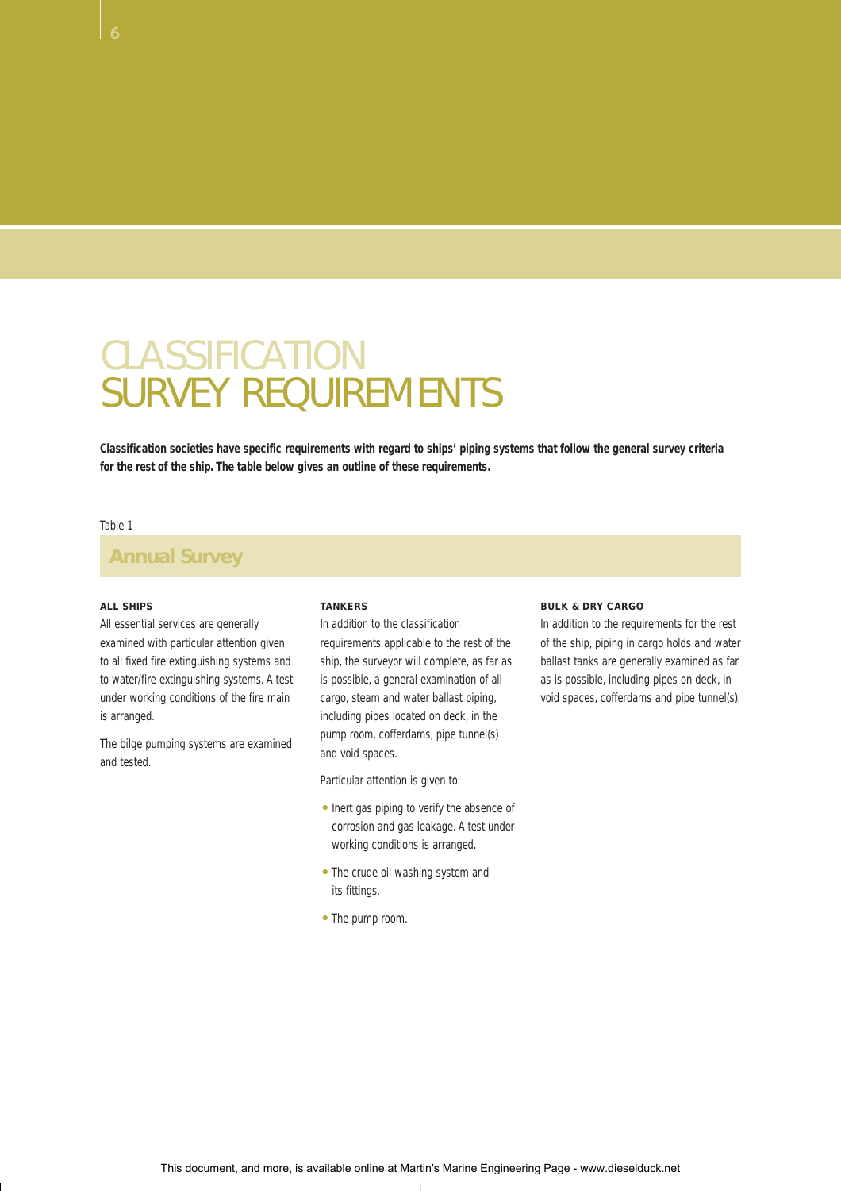# CLASSIFICATION SURVEY REQUIREMENTS

**Classification societies have specific requirements with regard to ships' piping systems that follow the general survey criteria for the rest of the ship. The table below gives an outline of these requirements.**

Table 1

## Annual Survey

**ALL SHIPS**

All essential services are generally examined with particular attention given to all fixed fire extinguishing systems and to water/fire extinguishing systems. A test under working conditions of the fire main is arranged.

The bilge pumping systems are examined and tested.

**TANKERS**

In addition to the classification requirements applicable to the rest of the ship, the surveyor will complete, as far as is possible, a general examination of all cargo, steam and water ballast piping, including pipes located on deck, in the pump room, cofferdams, pipe tunnel(s) and void spaces.

Particular attention is given to:

- Inert gas piping to verify the absence of corrosion and gas leakage. A test under working conditions is arranged.
- The crude oil washing system and its fittings.
- The pump room.

**BULK & DRY CARGO**

In addition to the requirements for the rest of the ship, piping in cargo holds and water ballast tanks are generally examined as far as is possible, including pipes on deck, in void spaces, cofferdams and pipe tunnel(s).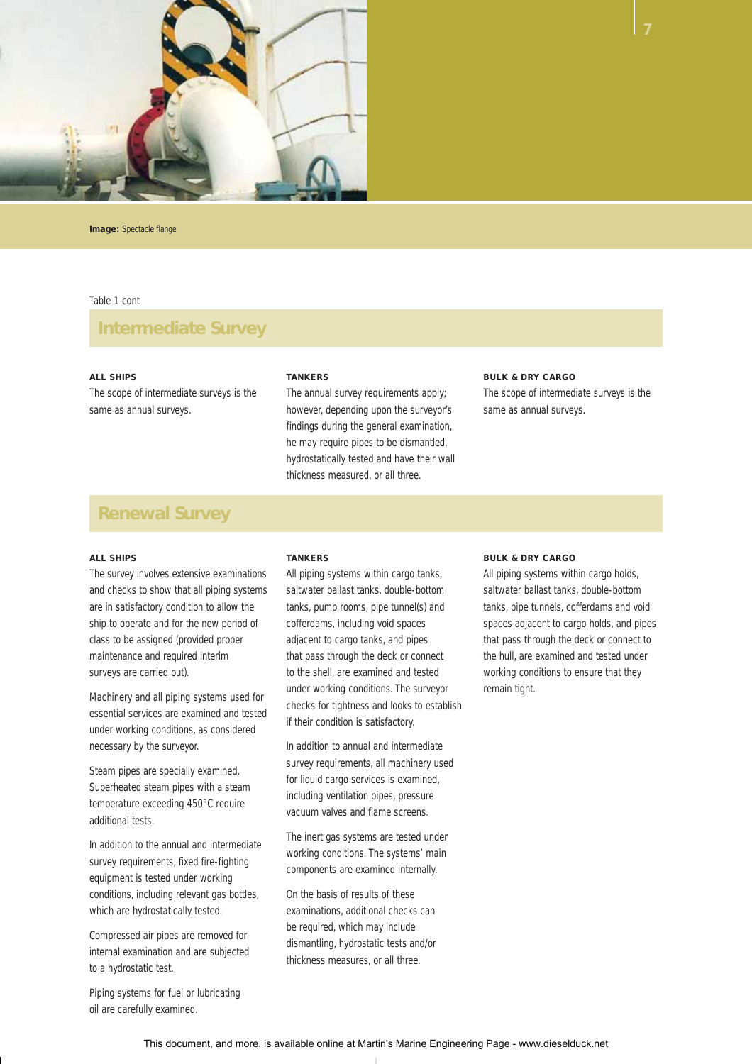**Image:** Spectacle flange

Table 1 cont

## Intermediate Survey

**ALL SHIPS**

The scope of intermediate surveys is the same as annual surveys.

**TANKERS**

The annual survey requirements apply; however, depending upon the surveyor's findings during the general examination, he may require pipes to be dismantled, hydrostatically tested and have their wall thickness measured, or all three.

**BULK & DRY CARGO**

The scope of intermediate surveys is the same as annual surveys.

## Renewal Survey

**ALL SHIPS**

The survey involves extensive examinations and checks to show that all piping systems are in satisfactory condition to allow the ship to operate and for the new period of class to be assigned (provided proper maintenance and required interim surveys are carried out).

Machinery and all piping systems used for essential services are examined and tested under working conditions, as considered necessary by the surveyor.

Steam pipes are specially examined. Superheated steam pipes with a steam temperature exceeding 450°C require additional tests.

In addition to the annual and intermediate survey requirements, fixed fire-fighting equipment is tested under working conditions, including relevant gas bottles, which are hydrostatically tested.

Compressed air pipes are removed for internal examination and are subjected to a hydrostatic test.

Piping systems for fuel or lubricating oil are carefully examined.

**TANKERS**

All piping systems within cargo tanks, saltwater ballast tanks, double-bottom tanks, pump rooms, pipe tunnel(s) and cofferdams, including void spaces adjacent to cargo tanks, and pipes that pass through the deck or connect to the shell, are examined and tested under working conditions. The surveyor checks for tightness and looks to establish if their condition is satisfactory.

In addition to annual and intermediate survey requirements, all machinery used for liquid cargo services is examined, including ventilation pipes, pressure vacuum valves and flame screens.

The inert gas systems are tested under working conditions. The systems' main components are examined internally.

On the basis of results of these examinations, additional checks can be required, which may include dismantling, hydrostatic tests and/or thickness measures, or all three.

**BULK & DRY CARGO**

All piping systems within cargo holds, saltwater ballast tanks, double-bottom tanks, pipe tunnels, cofferdams and void spaces adjacent to cargo holds, and pipes that pass through the deck or connect to the hull, are examined and tested under working conditions to ensure that they remain tight.

This document, and more, is available online at Martin's Marine Engineering Page - www.dieselduck.net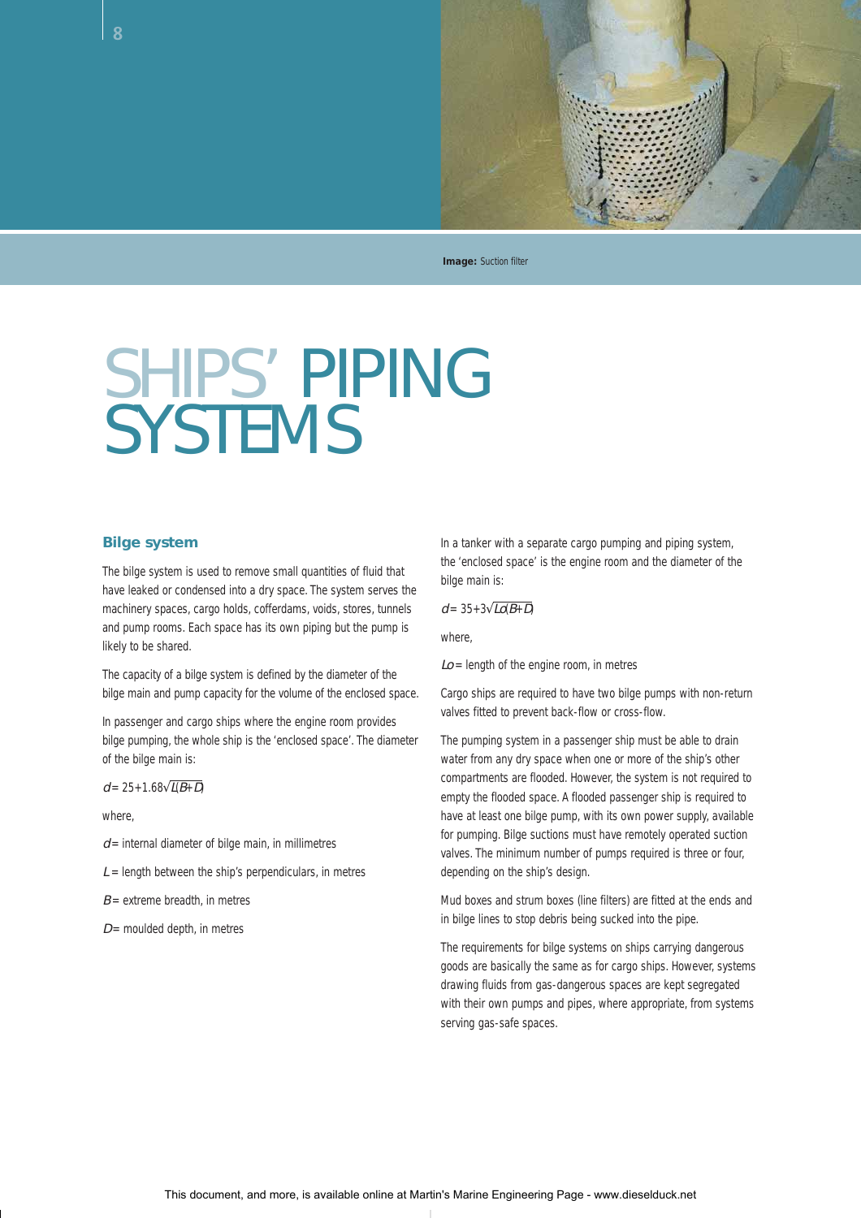Image: Suction filter

# SHIPS' PIPING SYSTEMS

## Bilge system

The bilge system is used to remove small quantities of fluid that have leaked or condensed into a dry space. The system serves the machinery spaces, cargo holds, cofferdams, voids, stores, tunnels and pump rooms. Each space has its own piping but the pump is likely to be shared.

The capacity of a bilge system is defined by the diameter of the bilge main and pump capacity for the volume of the enclosed space.

In passenger and cargo ships where the engine room provides bilge pumping, the whole ship is the 'enclosed space'. The diameter of the bilge main is:

$$d = 25 + 1.68\sqrt{L(B+D)}$$

where,

$d$ = internal diameter of bilge main, in millimetres

$L$ = length between the ship's perpendiculars, in metres

$B$ = extreme breadth, in metres

$D$ = moulded depth, in metres

In a tanker with a separate cargo pumping and piping system, the 'enclosed space' is the engine room and the diameter of the bilge main is:

$$d = 35 + 3\sqrt{Lo(B+D)}$$

where,

$Lo$ = length of the engine room, in metres

Cargo ships are required to have two bilge pumps with non-return valves fitted to prevent back-flow or cross-flow.

The pumping system in a passenger ship must be able to drain water from any dry space when one or more of the ship's other compartments are flooded. However, the system is not required to empty the flooded space. A flooded passenger ship is required to have at least one bilge pump, with its own power supply, available for pumping. Bilge suctions must have remotely operated suction valves. The minimum number of pumps required is three or four, depending on the ship's design.

Mud boxes and strum boxes (line filters) are fitted at the ends and in bilge lines to stop debris being sucked into the pipe.

The requirements for bilge systems on ships carrying dangerous goods are basically the same as for cargo ships. However, systems drawing fluids from gas-dangerous spaces are kept segregated with their own pumps and pipes, where appropriate, from systems serving gas-safe spaces.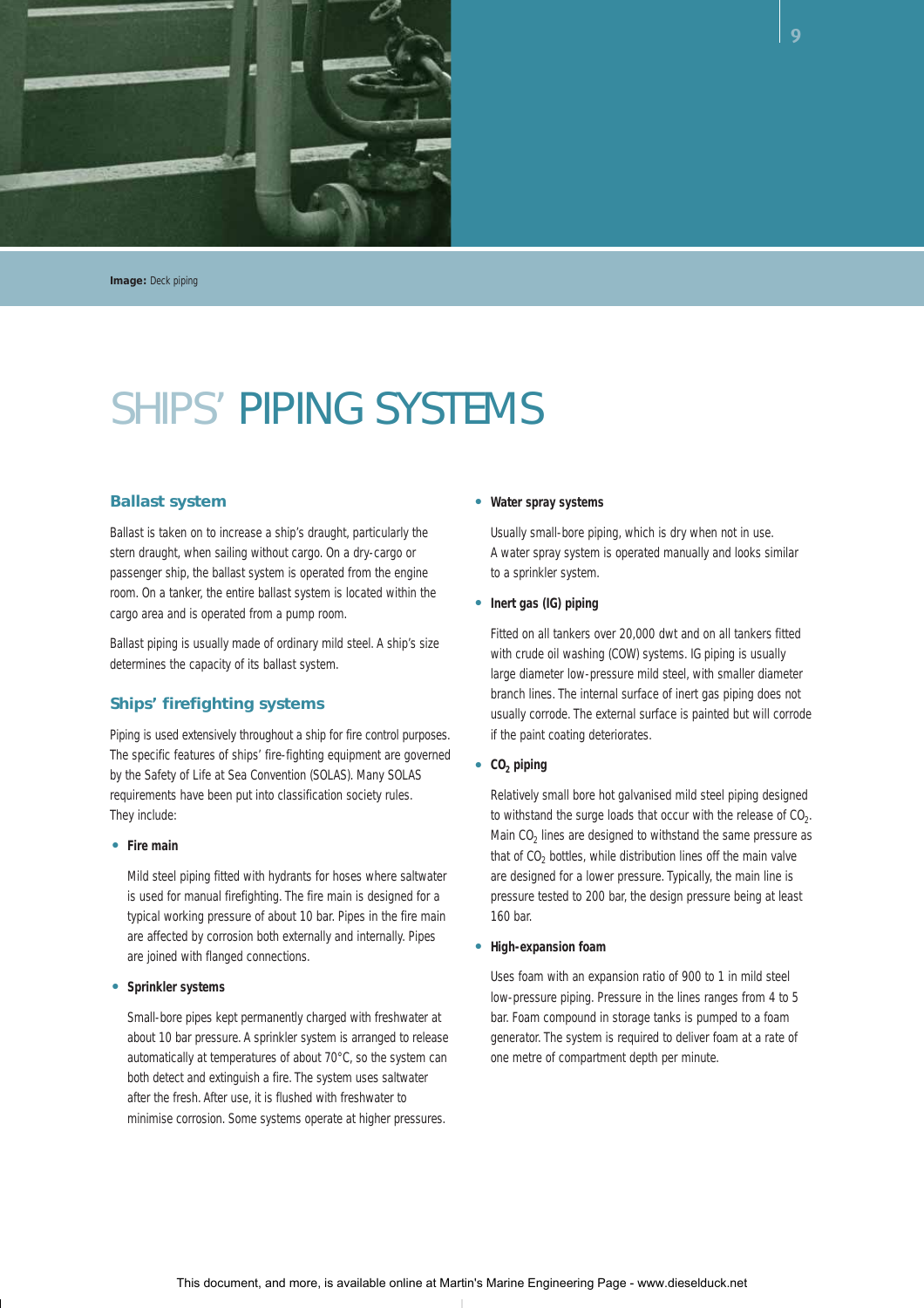**Image:** Deck piping

# SHIPS' PIPING SYSTEMS

## Ballast system

Ballast is taken on to increase a ship's draught, particularly the stern draught, when sailing without cargo. On a dry-cargo or passenger ship, the ballast system is operated from the engine room. On a tanker, the entire ballast system is located within the cargo area and is operated from a pump room.

Ballast piping is usually made of ordinary mild steel. A ship's size determines the capacity of its ballast system.

## Ships' firefighting systems

Piping is used extensively throughout a ship for fire control purposes. The specific features of ships' fire-fighting equipment are governed by the Safety of Life at Sea Convention (SOLAS). Many SOLAS requirements have been put into classification society rules. They include:

- **Fire main**

  Mild steel piping fitted with hydrants for hoses where saltwater is used for manual firefighting. The fire main is designed for a typical working pressure of about 10 bar. Pipes in the fire main are affected by corrosion both externally and internally. Pipes are joined with flanged connections.

- **Sprinkler systems**

  Small-bore pipes kept permanently charged with freshwater at about 10 bar pressure. A sprinkler system is arranged to release automatically at temperatures of about 70°C, so the system can both detect and extinguish a fire. The system uses saltwater after the fresh. After use, it is flushed with freshwater to minimise corrosion. Some systems operate at higher pressures.

- **Water spray systems**

  Usually small-bore piping, which is dry when not in use. A water spray system is operated manually and looks similar to a sprinkler system.

- **Inert gas (IG) piping**

  Fitted on all tankers over 20,000 dwt and on all tankers fitted with crude oil washing (COW) systems. IG piping is usually large diameter low-pressure mild steel, with smaller diameter branch lines. The internal surface of inert gas piping does not usually corrode. The external surface is painted but will corrode if the paint coating deteriorates.

- **$CO_2$ piping**

  Relatively small bore hot galvanised mild steel piping designed to withstand the surge loads that occur with the release of $CO_2$. Main $CO_2$ lines are designed to withstand the same pressure as that of $CO_2$ bottles, while distribution lines off the main valve are designed for a lower pressure. Typically, the main line is pressure tested to 200 bar, the design pressure being at least 160 bar.

- **High-expansion foam**

  Uses foam with an expansion ratio of 900 to 1 in mild steel low-pressure piping. Pressure in the lines ranges from 4 to 5 bar. Foam compound in storage tanks is pumped to a foam generator. The system is required to deliver foam at a rate of one metre of compartment depth per minute.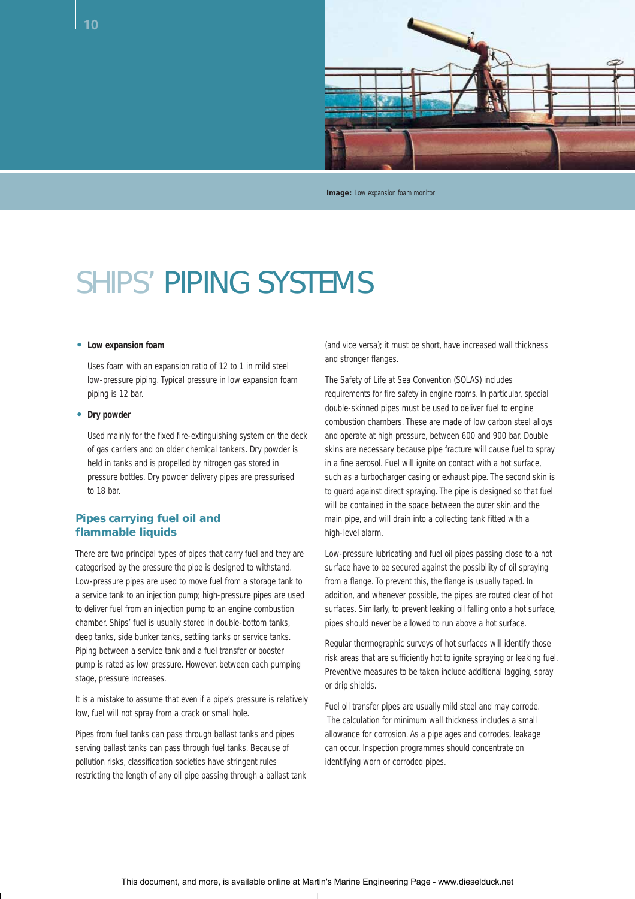**Image:** Low expansion foam monitor

# SHIPS' PIPING SYSTEMS

- **Low expansion foam**

  Uses foam with an expansion ratio of 12 to 1 in mild steel low-pressure piping. Typical pressure in low expansion foam piping is 12 bar.

- **Dry powder**

  Used mainly for the fixed fire-extinguishing system on the deck of gas carriers and on older chemical tankers. Dry powder is held in tanks and is propelled by nitrogen gas stored in pressure bottles. Dry powder delivery pipes are pressurised to 18 bar.

## Pipes carrying fuel oil and flammable liquids

There are two principal types of pipes that carry fuel and they are categorised by the pressure the pipe is designed to withstand. Low-pressure pipes are used to move fuel from a storage tank to a service tank to an injection pump; high-pressure pipes are used to deliver fuel from an injection pump to an engine combustion chamber. Ships' fuel is usually stored in double-bottom tanks, deep tanks, side bunker tanks, settling tanks or service tanks. Piping between a service tank and a fuel transfer or booster pump is rated as low pressure. However, between each pumping stage, pressure increases.

It is a mistake to assume that even if a pipe's pressure is relatively low, fuel will not spray from a crack or small hole.

Pipes from fuel tanks can pass through ballast tanks and pipes serving ballast tanks can pass through fuel tanks. Because of pollution risks, classification societies have stringent rules restricting the length of any oil pipe passing through a ballast tank (and vice versa); it must be short, have increased wall thickness and stronger flanges.

The Safety of Life at Sea Convention (SOLAS) includes requirements for fire safety in engine rooms. In particular, special double-skinned pipes must be used to deliver fuel to engine combustion chambers. These are made of low carbon steel alloys and operate at high pressure, between 600 and 900 bar. Double skins are necessary because pipe fracture will cause fuel to spray in a fine aerosol. Fuel will ignite on contact with a hot surface, such as a turbocharger casing or exhaust pipe. The second skin is to guard against direct spraying. The pipe is designed so that fuel will be contained in the space between the outer skin and the main pipe, and will drain into a collecting tank fitted with a high-level alarm.

Low-pressure lubricating and fuel oil pipes passing close to a hot surface have to be secured against the possibility of oil spraying from a flange. To prevent this, the flange is usually taped. In addition, and whenever possible, the pipes are routed clear of hot surfaces. Similarly, to prevent leaking oil falling onto a hot surface, pipes should never be allowed to run above a hot surface.

Regular thermographic surveys of hot surfaces will identify those risk areas that are sufficiently hot to ignite spraying or leaking fuel. Preventive measures to be taken include additional lagging, spray or drip shields.

Fuel oil transfer pipes are usually mild steel and may corrode. The calculation for minimum wall thickness includes a small allowance for corrosion. As a pipe ages and corrodes, leakage can occur. Inspection programmes should concentrate on identifying worn or corroded pipes.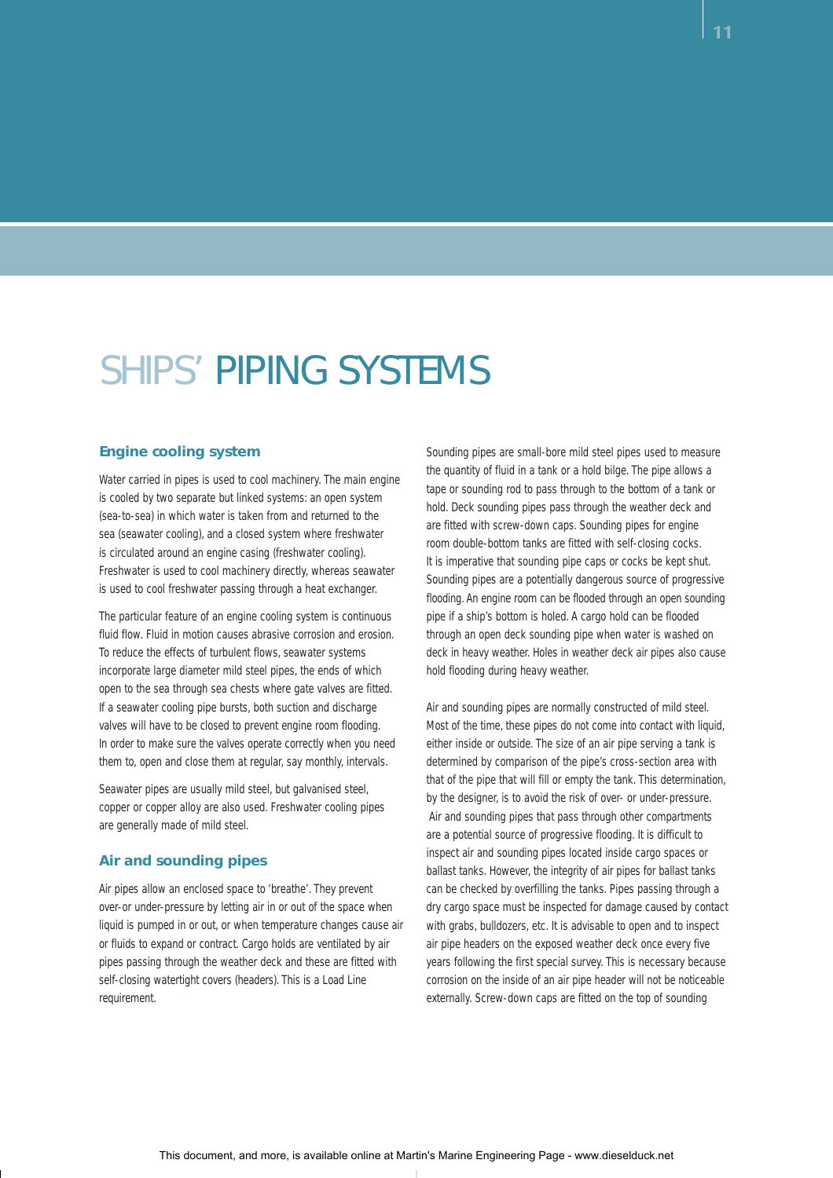# SHIPS' PIPING SYSTEMS

## Engine cooling system

Water carried in pipes is used to cool machinery. The main engine is cooled by two separate but linked systems: an open system (sea-to-sea) in which water is taken from and returned to the sea (seawater cooling), and a closed system where freshwater is circulated around an engine casing (freshwater cooling). Freshwater is used to cool machinery directly, whereas seawater is used to cool freshwater passing through a heat exchanger.

The particular feature of an engine cooling system is continuous fluid flow. Fluid in motion causes abrasive corrosion and erosion. To reduce the effects of turbulent flows, seawater systems incorporate large diameter mild steel pipes, the ends of which open to the sea through sea chests where gate valves are fitted. If a seawater cooling pipe bursts, both suction and discharge valves will have to be closed to prevent engine room flooding. In order to make sure the valves operate correctly when you need them to, open and close them at regular, say monthly, intervals.

Seawater pipes are usually mild steel, but galvanised steel, copper or copper alloy are also used. Freshwater cooling pipes are generally made of mild steel.

## Air and sounding pipes

Air pipes allow an enclosed space to 'breathe'. They prevent over-or under-pressure by letting air in or out of the space when liquid is pumped in or out, or when temperature changes cause air or fluids to expand or contract. Cargo holds are ventilated by air pipes passing through the weather deck and these are fitted with self-closing watertight covers (headers). This is a Load Line requirement.

Sounding pipes are small-bore mild steel pipes used to measure the quantity of fluid in a tank or a hold bilge. The pipe allows a tape or sounding rod to pass through to the bottom of a tank or hold. Deck sounding pipes pass through the weather deck and are fitted with screw-down caps. Sounding pipes for engine room double-bottom tanks are fitted with self-closing cocks. It is imperative that sounding pipe caps or cocks be kept shut. Sounding pipes are a potentially dangerous source of progressive flooding. An engine room can be flooded through an open sounding pipe if a ship's bottom is holed. A cargo hold can be flooded through an open deck sounding pipe when water is washed on deck in heavy weather. Holes in weather deck air pipes also cause hold flooding during heavy weather.

Air and sounding pipes are normally constructed of mild steel. Most of the time, these pipes do not come into contact with liquid, either inside or outside. The size of an air pipe serving a tank is determined by comparison of the pipe's cross-section area with that of the pipe that will fill or empty the tank. This determination, by the designer, is to avoid the risk of over- or under-pressure. Air and sounding pipes that pass through other compartments are a potential source of progressive flooding. It is difficult to inspect air and sounding pipes located inside cargo spaces or ballast tanks. However, the integrity of air pipes for ballast tanks can be checked by overfilling the tanks. Pipes passing through a dry cargo space must be inspected for damage caused by contact with grabs, bulldozers, etc. It is advisable to open and to inspect air pipe headers on the exposed weather deck once every five years following the first special survey. This is necessary because corrosion on the inside of an air pipe header will not be noticeable externally. Screw-down caps are fitted on the top of sounding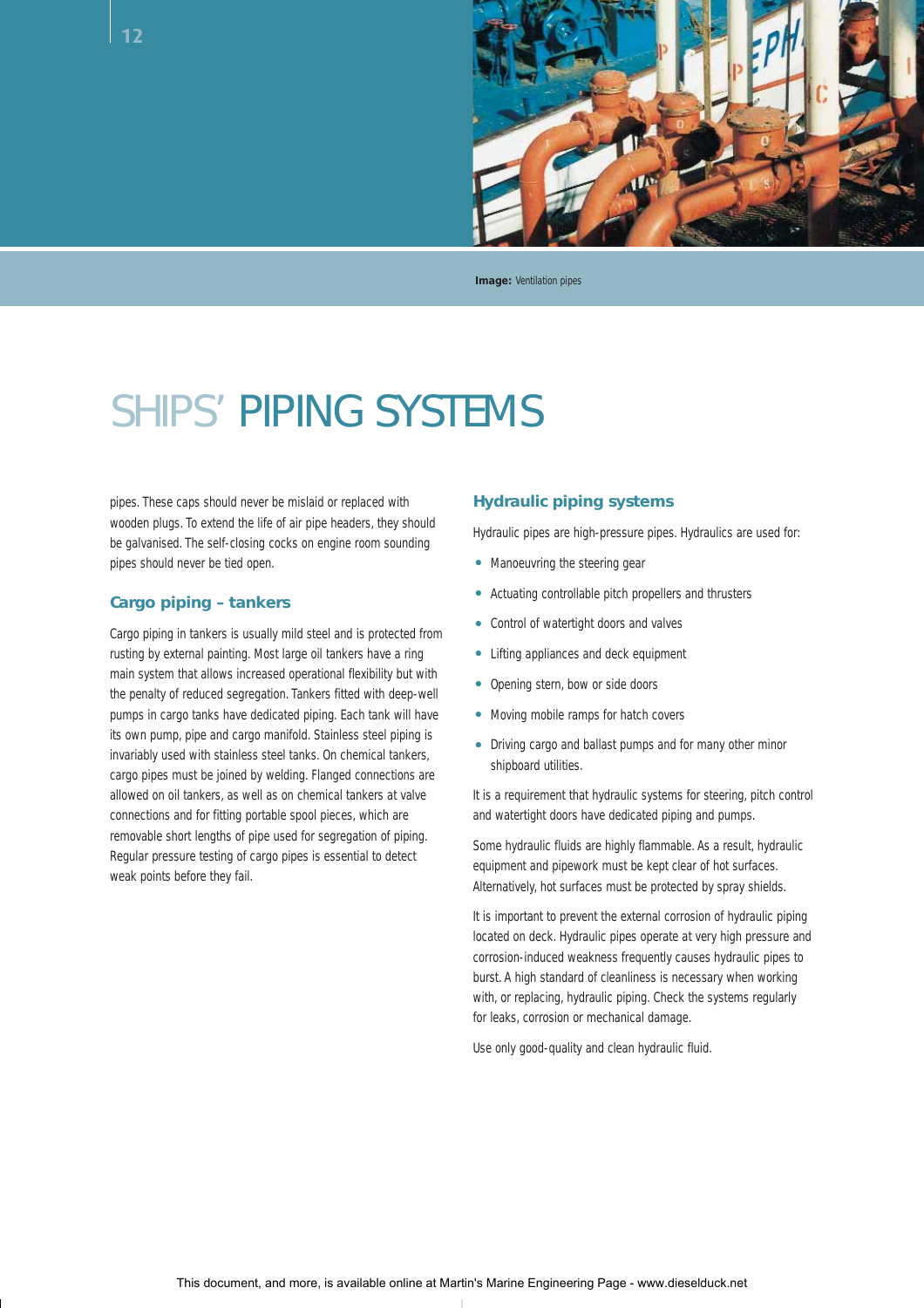**Image:** Ventilation pipes

# SHIPS' PIPING SYSTEMS

pipes. These caps should never be mislaid or replaced with wooden plugs. To extend the life of air pipe headers, they should be galvanised. The self-closing cocks on engine room sounding pipes should never be tied open.

### Cargo piping – tankers

Cargo piping in tankers is usually mild steel and is protected from rusting by external painting. Most large oil tankers have a ring main system that allows increased operational flexibility but with the penalty of reduced segregation. Tankers fitted with deep-well pumps in cargo tanks have dedicated piping. Each tank will have its own pump, pipe and cargo manifold. Stainless steel piping is invariably used with stainless steel tanks. On chemical tankers, cargo pipes must be joined by welding. Flanged connections are allowed on oil tankers, as well as on chemical tankers at valve connections and for fitting portable spool pieces, which are removable short lengths of pipe used for segregation of piping. Regular pressure testing of cargo pipes is essential to detect weak points before they fail.

### Hydraulic piping systems

Hydraulic pipes are high-pressure pipes. Hydraulics are used for:

- Manoeuvring the steering gear
- Actuating controllable pitch propellers and thrusters
- Control of watertight doors and valves
- Lifting appliances and deck equipment
- Opening stern, bow or side doors
- Moving mobile ramps for hatch covers
- Driving cargo and ballast pumps and for many other minor shipboard utilities.

It is a requirement that hydraulic systems for steering, pitch control and watertight doors have dedicated piping and pumps.

Some hydraulic fluids are highly flammable. As a result, hydraulic equipment and pipework must be kept clear of hot surfaces. Alternatively, hot surfaces must be protected by spray shields.

It is important to prevent the external corrosion of hydraulic piping located on deck. Hydraulic pipes operate at very high pressure and corrosion-induced weakness frequently causes hydraulic pipes to burst. A high standard of cleanliness is necessary when working with, or replacing, hydraulic piping. Check the systems regularly for leaks, corrosion or mechanical damage.

Use only good-quality and clean hydraulic fluid.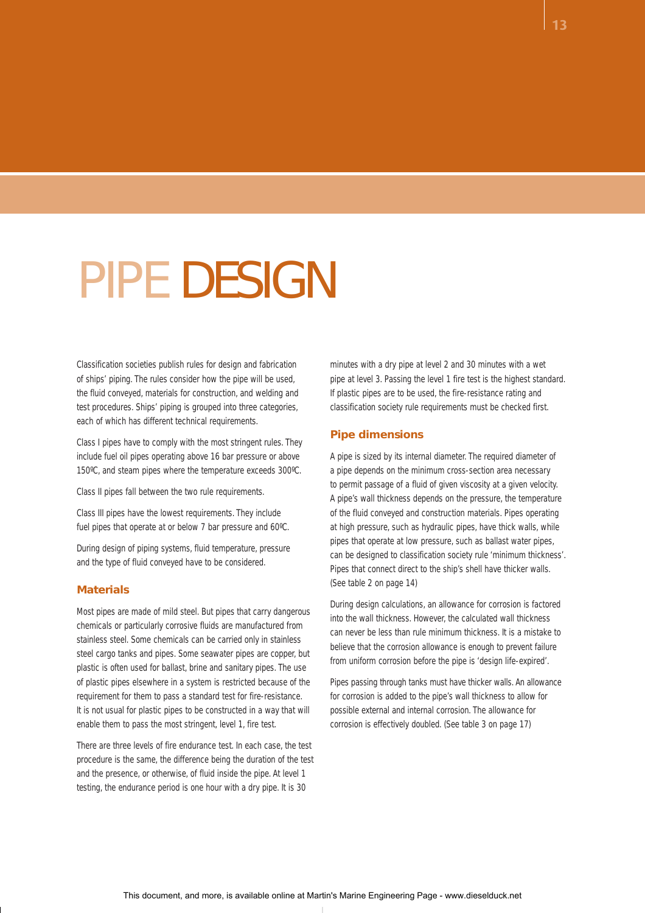# PIPE DESIGN

Classification societies publish rules for design and fabrication of ships' piping. The rules consider how the pipe will be used, the fluid conveyed, materials for construction, and welding and test procedures. Ships' piping is grouped into three categories, each of which has different technical requirements.

Class I pipes have to comply with the most stringent rules. They include fuel oil pipes operating above 16 bar pressure or above 150ºC, and steam pipes where the temperature exceeds 300ºC.

Class II pipes fall between the two rule requirements.

Class III pipes have the lowest requirements. They include fuel pipes that operate at or below 7 bar pressure and 60ºC.

During design of piping systems, fluid temperature, pressure and the type of fluid conveyed have to be considered.

## Materials

Most pipes are made of mild steel. But pipes that carry dangerous chemicals or particularly corrosive fluids are manufactured from stainless steel. Some chemicals can be carried only in stainless steel cargo tanks and pipes. Some seawater pipes are copper, but plastic is often used for ballast, brine and sanitary pipes. The use of plastic pipes elsewhere in a system is restricted because of the requirement for them to pass a standard test for fire-resistance. It is not usual for plastic pipes to be constructed in a way that will enable them to pass the most stringent, level 1, fire test.

There are three levels of fire endurance test. In each case, the test procedure is the same, the difference being the duration of the test and the presence, or otherwise, of fluid inside the pipe. At level 1 testing, the endurance period is one hour with a dry pipe. It is 30 minutes with a dry pipe at level 2 and 30 minutes with a wet pipe at level 3. Passing the level 1 fire test is the highest standard. If plastic pipes are to be used, the fire-resistance rating and classification society rule requirements must be checked first.

## Pipe dimensions

A pipe is sized by its internal diameter. The required diameter of a pipe depends on the minimum cross-section area necessary to permit passage of a fluid of given viscosity at a given velocity. A pipe's wall thickness depends on the pressure, the temperature of the fluid conveyed and construction materials. Pipes operating at high pressure, such as hydraulic pipes, have thick walls, while pipes that operate at low pressure, such as ballast water pipes, can be designed to classification society rule 'minimum thickness'. Pipes that connect direct to the ship's shell have thicker walls. (See table 2 on page 14)

During design calculations, an allowance for corrosion is factored into the wall thickness. However, the calculated wall thickness can never be less than rule minimum thickness. It is a mistake to believe that the corrosion allowance is enough to prevent failure from uniform corrosion before the pipe is 'design life-expired'.

Pipes passing through tanks must have thicker walls. An allowance for corrosion is added to the pipe's wall thickness to allow for possible external and internal corrosion. The allowance for corrosion is effectively doubled. (See table 3 on page 17)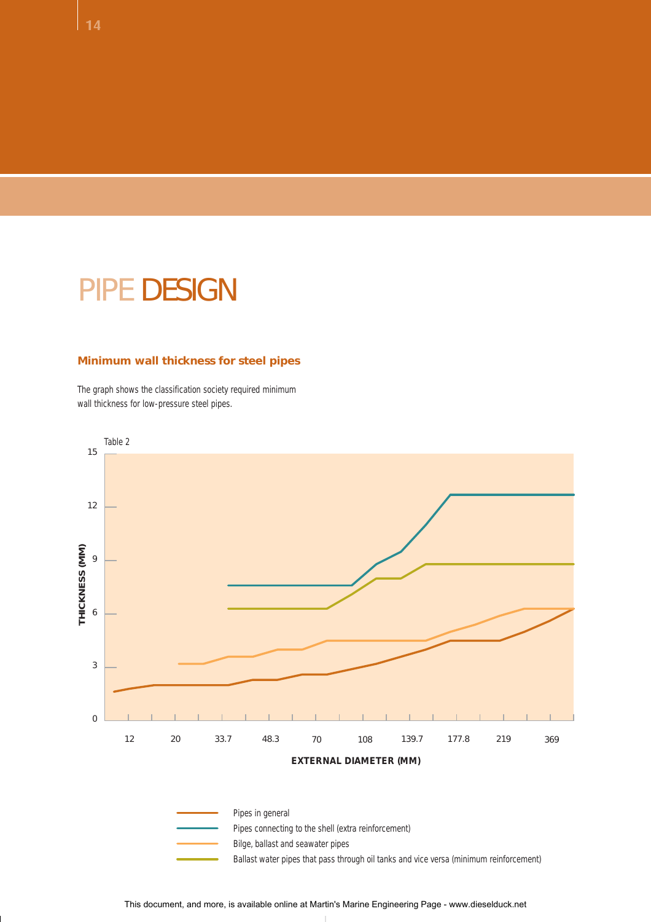# PIPE DESIGN

### Minimum wall thickness for steel pipes

The graph shows the classification society required minimum wall thickness for low-pressure steel pipes.

Table 2

THICKNESS (MM): 0, 3, 6, 9, 12, 15

EXTERNAL DIAMETER (MM): 12, 20, 33.7, 48.3, 70, 108, 139.7, 177.8, 219, 369

- Pipes in general
- Pipes connecting to the shell (extra reinforcement)
- Bilge, ballast and seawater pipes
- Ballast water pipes that pass through oil tanks and vice versa (minimum reinforcement)

This document, and more, is available online at Martin's Marine Engineering Page - www.dieselduck.net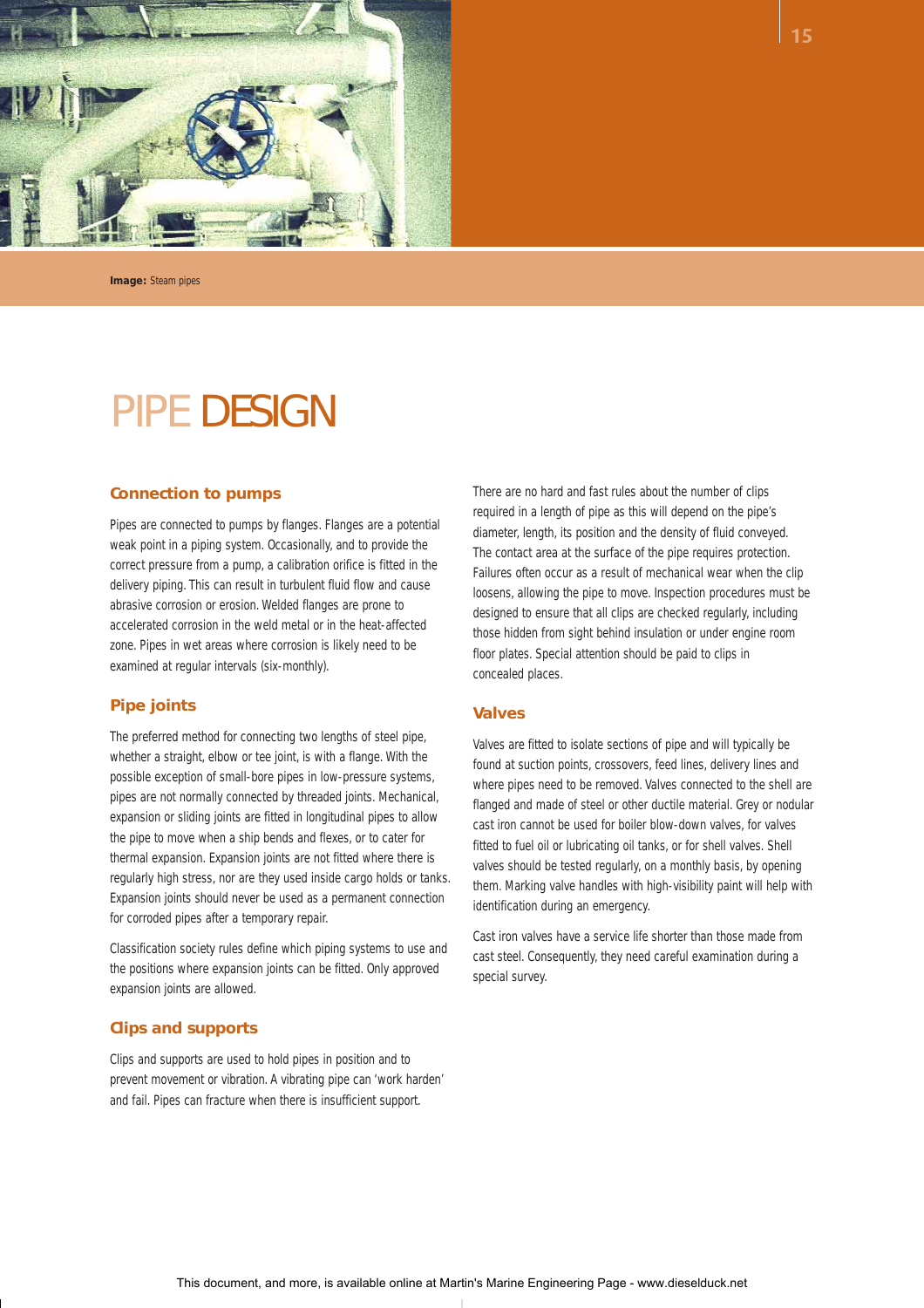**Image:** Steam pipes

# PIPE DESIGN

## Connection to pumps

Pipes are connected to pumps by flanges. Flanges are a potential weak point in a piping system. Occasionally, and to provide the correct pressure from a pump, a calibration orifice is fitted in the delivery piping. This can result in turbulent fluid flow and cause abrasive corrosion or erosion. Welded flanges are prone to accelerated corrosion in the weld metal or in the heat-affected zone. Pipes in wet areas where corrosion is likely need to be examined at regular intervals (six-monthly).

## Pipe joints

The preferred method for connecting two lengths of steel pipe, whether a straight, elbow or tee joint, is with a flange. With the possible exception of small-bore pipes in low-pressure systems, pipes are not normally connected by threaded joints. Mechanical, expansion or sliding joints are fitted in longitudinal pipes to allow the pipe to move when a ship bends and flexes, or to cater for thermal expansion. Expansion joints are not fitted where there is regularly high stress, nor are they used inside cargo holds or tanks. Expansion joints should never be used as a permanent connection for corroded pipes after a temporary repair.

Classification society rules define which piping systems to use and the positions where expansion joints can be fitted. Only approved expansion joints are allowed.

## Clips and supports

Clips and supports are used to hold pipes in position and to prevent movement or vibration. A vibrating pipe can 'work harden' and fail. Pipes can fracture when there is insufficient support.

There are no hard and fast rules about the number of clips required in a length of pipe as this will depend on the pipe's diameter, length, its position and the density of fluid conveyed. The contact area at the surface of the pipe requires protection. Failures often occur as a result of mechanical wear when the clip loosens, allowing the pipe to move. Inspection procedures must be designed to ensure that all clips are checked regularly, including those hidden from sight behind insulation or under engine room floor plates. Special attention should be paid to clips in concealed places.

## Valves

Valves are fitted to isolate sections of pipe and will typically be found at suction points, crossovers, feed lines, delivery lines and where pipes need to be removed. Valves connected to the shell are flanged and made of steel or other ductile material. Grey or nodular cast iron cannot be used for boiler blow-down valves, for valves fitted to fuel oil or lubricating oil tanks, or for shell valves. Shell valves should be tested regularly, on a monthly basis, by opening them. Marking valve handles with high-visibility paint will help with identification during an emergency.

Cast iron valves have a service life shorter than those made from cast steel. Consequently, they need careful examination during a special survey.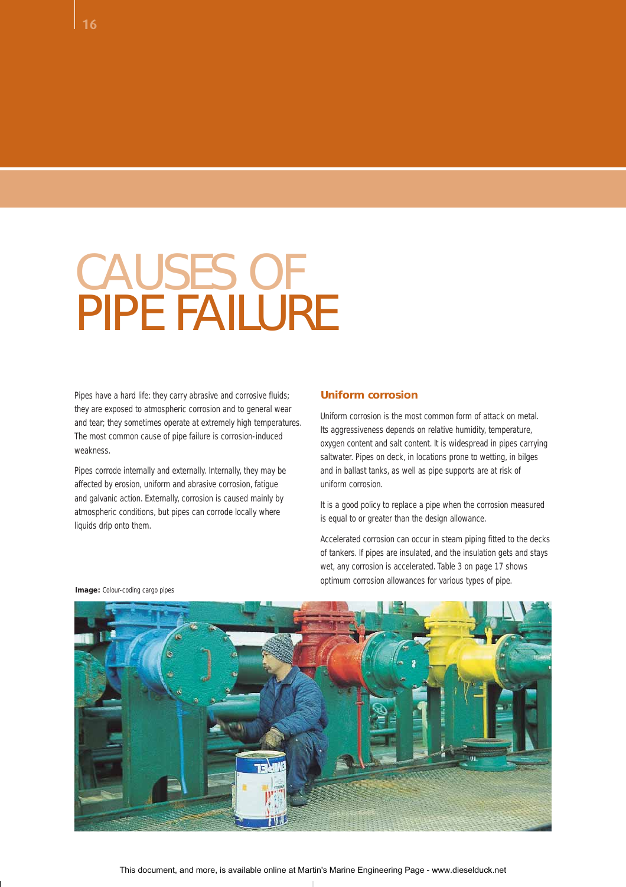# CAUSES OF PIPE FAILURE

Pipes have a hard life: they carry abrasive and corrosive fluids; they are exposed to atmospheric corrosion and to general wear and tear; they sometimes operate at extremely high temperatures. The most common cause of pipe failure is corrosion-induced weakness.

Pipes corrode internally and externally. Internally, they may be affected by erosion, uniform and abrasive corrosion, fatigue and galvanic action. Externally, corrosion is caused mainly by atmospheric conditions, but pipes can corrode locally where liquids drip onto them.

## Uniform corrosion

Uniform corrosion is the most common form of attack on metal. Its aggressiveness depends on relative humidity, temperature, oxygen content and salt content. It is widespread in pipes carrying saltwater. Pipes on deck, in locations prone to wetting, in bilges and in ballast tanks, as well as pipe supports are at risk of uniform corrosion.

It is a good policy to replace a pipe when the corrosion measured is equal to or greater than the design allowance.

Accelerated corrosion can occur in steam piping fitted to the decks of tankers. If pipes are insulated, and the insulation gets and stays wet, any corrosion is accelerated. Table 3 on page 17 shows optimum corrosion allowances for various types of pipe.

**Image:** Colour-coding cargo pipes

This document, and more, is available online at Martin's Marine Engineering Page - www.dieselduck.net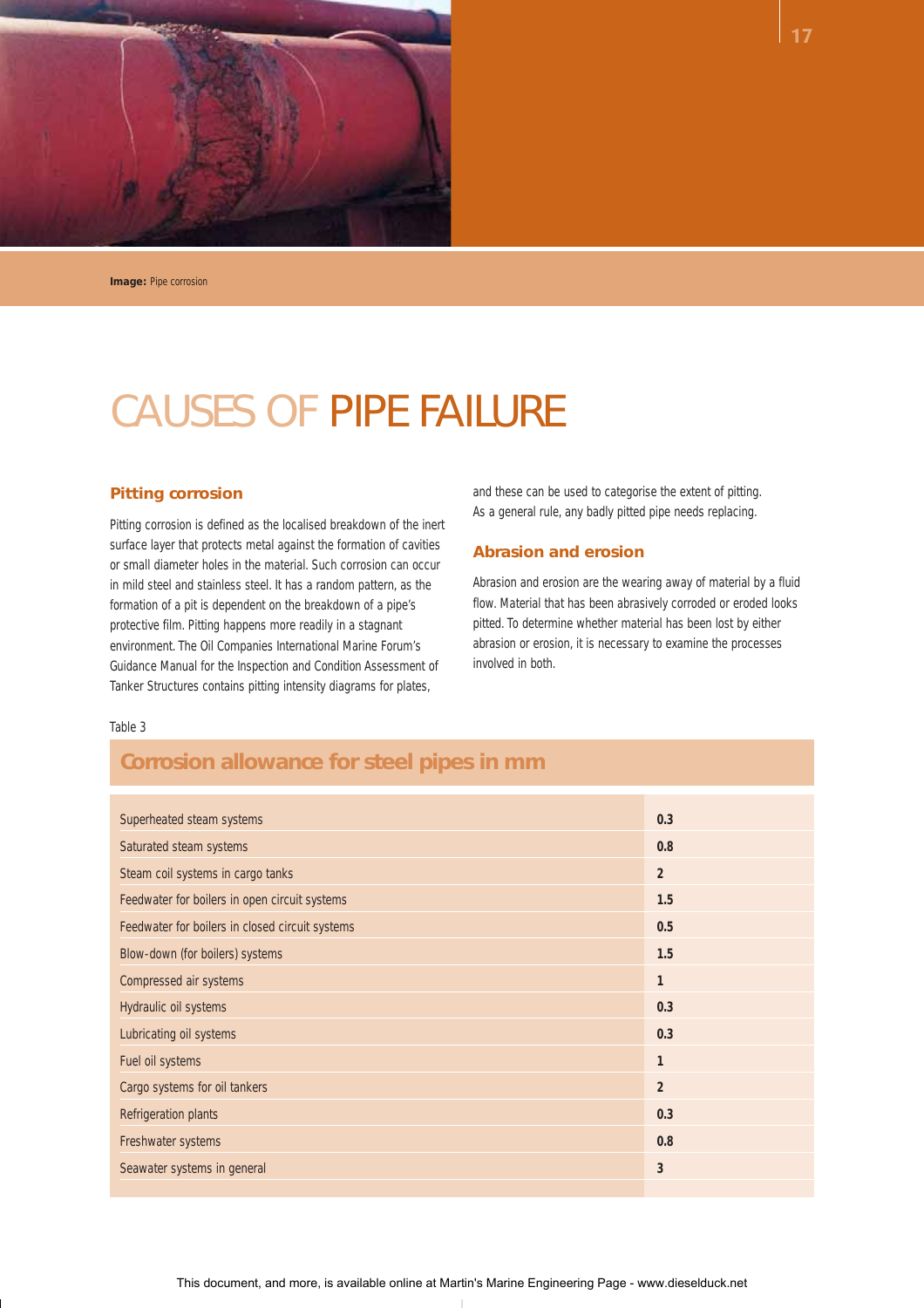Image: Pipe corrosion

# CAUSES OF PIPE FAILURE

### Pitting corrosion

Pitting corrosion is defined as the localised breakdown of the inert surface layer that protects metal against the formation of cavities or small diameter holes in the material. Such corrosion can occur in mild steel and stainless steel. It has a random pattern, as the formation of a pit is dependent on the breakdown of a pipe's protective film. Pitting happens more readily in a stagnant environment. The Oil Companies International Marine Forum's Guidance Manual for the Inspection and Condition Assessment of Tanker Structures contains pitting intensity diagrams for plates, and these can be used to categorise the extent of pitting. As a general rule, any badly pitted pipe needs replacing.

### Abrasion and erosion

Abrasion and erosion are the wearing away of material by a fluid flow. Material that has been abrasively corroded or eroded looks pitted. To determine whether material has been lost by either abrasion or erosion, it is necessary to examine the processes involved in both.

Table 3

**Corrosion allowance for steel pipes in mm**

| System | Allowance (mm) |
|---|---|
| Superheated steam systems | **0.3** |
| Saturated steam systems | **0.8** |
| Steam coil systems in cargo tanks | **2** |
| Feedwater for boilers in open circuit systems | **1.5** |
| Feedwater for boilers in closed circuit systems | **0.5** |
| Blow-down (for boilers) systems | **1.5** |
| Compressed air systems | **1** |
| Hydraulic oil systems | **0.3** |
| Lubricating oil systems | **0.3** |
| Fuel oil systems | **1** |
| Cargo systems for oil tankers | **2** |
| Refrigeration plants | **0.3** |
| Freshwater systems | **0.8** |
| Seawater systems in general | **3** |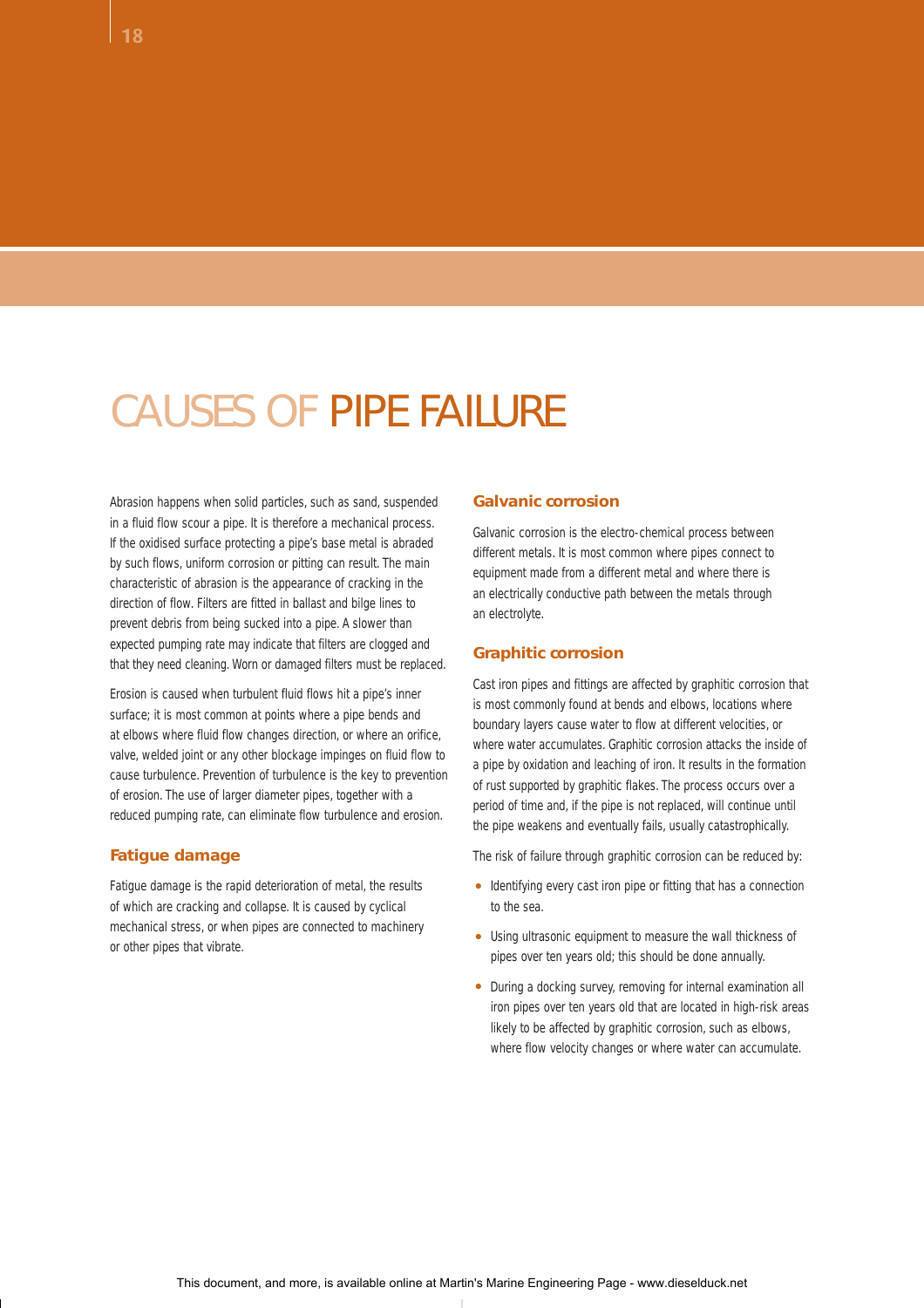# CAUSES OF PIPE FAILURE

Abrasion happens when solid particles, such as sand, suspended in a fluid flow scour a pipe. It is therefore a mechanical process. If the oxidised surface protecting a pipe's base metal is abraded by such flows, uniform corrosion or pitting can result. The main characteristic of abrasion is the appearance of cracking in the direction of flow. Filters are fitted in ballast and bilge lines to prevent debris from being sucked into a pipe. A slower than expected pumping rate may indicate that filters are clogged and that they need cleaning. Worn or damaged filters must be replaced.

Erosion is caused when turbulent fluid flows hit a pipe's inner surface; it is most common at points where a pipe bends and at elbows where fluid flow changes direction, or where an orifice, valve, welded joint or any other blockage impinges on fluid flow to cause turbulence. Prevention of turbulence is the key to prevention of erosion. The use of larger diameter pipes, together with a reduced pumping rate, can eliminate flow turbulence and erosion.

### Fatigue damage

Fatigue damage is the rapid deterioration of metal, the results of which are cracking and collapse. It is caused by cyclical mechanical stress, or when pipes are connected to machinery or other pipes that vibrate.

### Galvanic corrosion

Galvanic corrosion is the electro-chemical process between different metals. It is most common where pipes connect to equipment made from a different metal and where there is an electrically conductive path between the metals through an electrolyte.

### Graphitic corrosion

Cast iron pipes and fittings are affected by graphitic corrosion that is most commonly found at bends and elbows, locations where boundary layers cause water to flow at different velocities, or where water accumulates. Graphitic corrosion attacks the inside of a pipe by oxidation and leaching of iron. It results in the formation of rust supported by graphitic flakes. The process occurs over a period of time and, if the pipe is not replaced, will continue until the pipe weakens and eventually fails, usually catastrophically.

The risk of failure through graphitic corrosion can be reduced by:

- Identifying every cast iron pipe or fitting that has a connection to the sea.
- Using ultrasonic equipment to measure the wall thickness of pipes over ten years old; this should be done annually.
- During a docking survey, removing for internal examination all iron pipes over ten years old that are located in high-risk areas likely to be affected by graphitic corrosion, such as elbows, where flow velocity changes or where water can accumulate.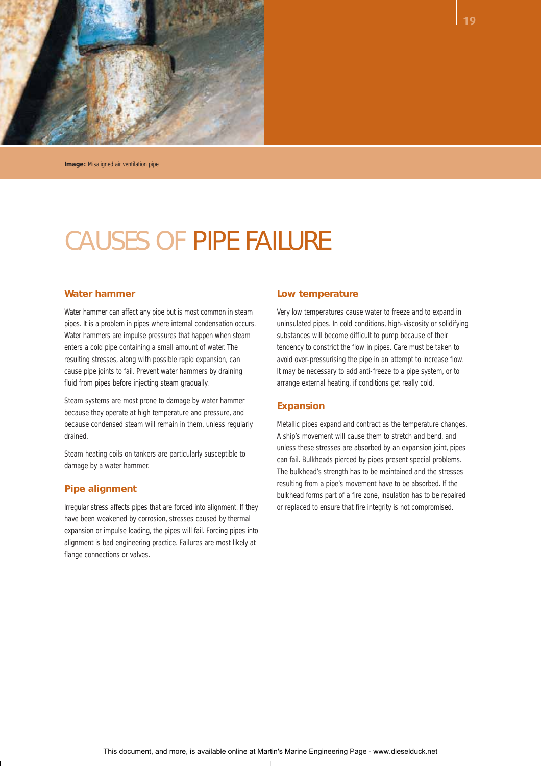**Image:** Misaligned air ventilation pipe

# CAUSES OF PIPE FAILURE

### Water hammer

Water hammer can affect any pipe but is most common in steam pipes. It is a problem in pipes where internal condensation occurs. Water hammers are impulse pressures that happen when steam enters a cold pipe containing a small amount of water. The resulting stresses, along with possible rapid expansion, can cause pipe joints to fail. Prevent water hammers by draining fluid from pipes before injecting steam gradually.

Steam systems are most prone to damage by water hammer because they operate at high temperature and pressure, and because condensed steam will remain in them, unless regularly drained.

Steam heating coils on tankers are particularly susceptible to damage by a water hammer.

### Pipe alignment

Irregular stress affects pipes that are forced into alignment. If they have been weakened by corrosion, stresses caused by thermal expansion or impulse loading, the pipes will fail. Forcing pipes into alignment is bad engineering practice. Failures are most likely at flange connections or valves.

### Low temperature

Very low temperatures cause water to freeze and to expand in uninsulated pipes. In cold conditions, high-viscosity or solidifying substances will become difficult to pump because of their tendency to constrict the flow in pipes. Care must be taken to avoid over-pressurising the pipe in an attempt to increase flow. It may be necessary to add anti-freeze to a pipe system, or to arrange external heating, if conditions get really cold.

### Expansion

Metallic pipes expand and contract as the temperature changes. A ship's movement will cause them to stretch and bend, and unless these stresses are absorbed by an expansion joint, pipes can fail. Bulkheads pierced by pipes present special problems. The bulkhead's strength has to be maintained and the stresses resulting from a pipe's movement have to be absorbed. If the bulkhead forms part of a fire zone, insulation has to be repaired or replaced to ensure that fire integrity is not compromised.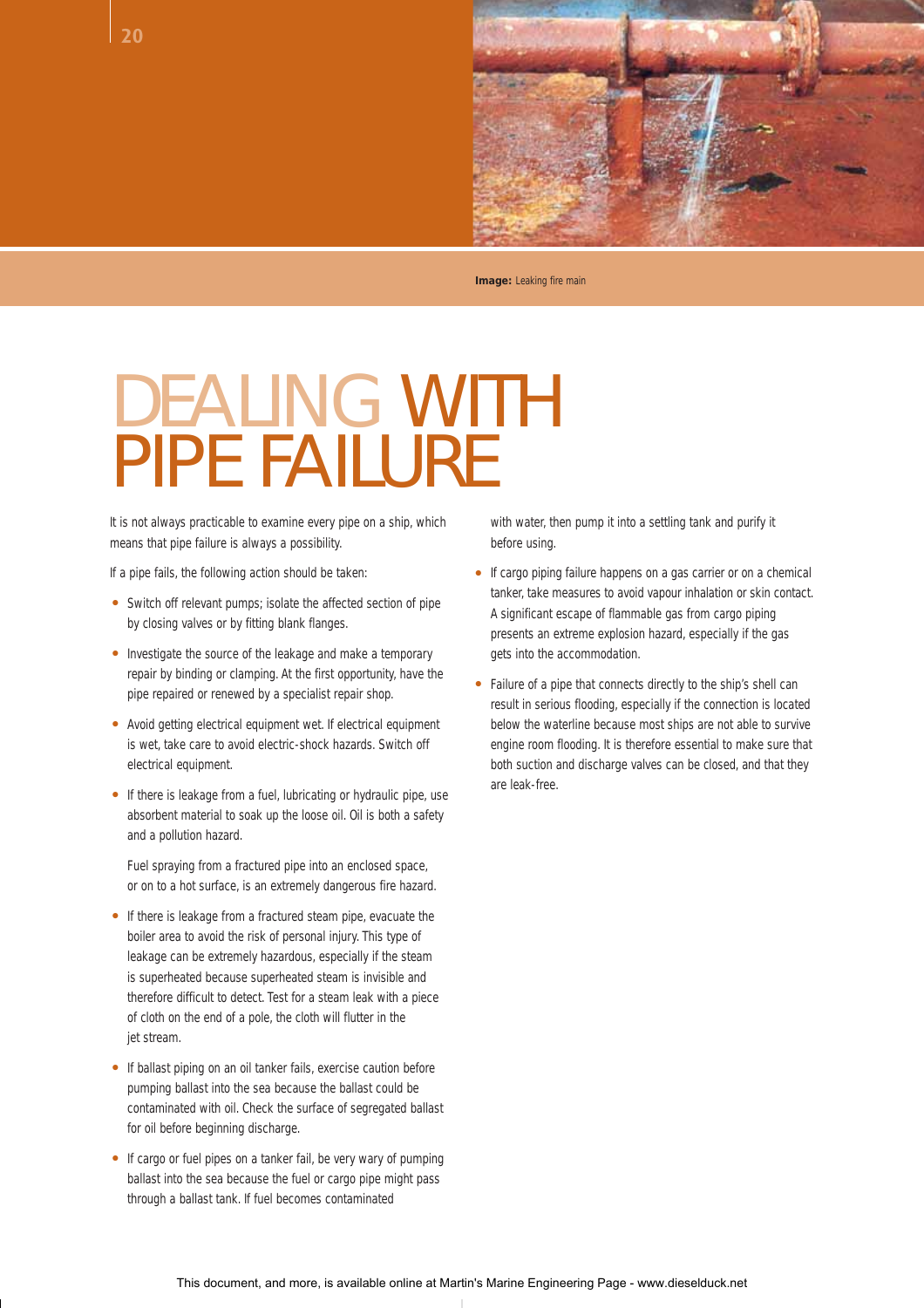**Image:** Leaking fire main

# DEALING WITH PIPE FAILURE

It is not always practicable to examine every pipe on a ship, which means that pipe failure is always a possibility.

If a pipe fails, the following action should be taken:

- Switch off relevant pumps; isolate the affected section of pipe by closing valves or by fitting blank flanges.
- Investigate the source of the leakage and make a temporary repair by binding or clamping. At the first opportunity, have the pipe repaired or renewed by a specialist repair shop.
- Avoid getting electrical equipment wet. If electrical equipment is wet, take care to avoid electric-shock hazards. Switch off electrical equipment.
- If there is leakage from a fuel, lubricating or hydraulic pipe, use absorbent material to soak up the loose oil. Oil is both a safety and a pollution hazard.

  Fuel spraying from a fractured pipe into an enclosed space, or on to a hot surface, is an extremely dangerous fire hazard.
- If there is leakage from a fractured steam pipe, evacuate the boiler area to avoid the risk of personal injury. This type of leakage can be extremely hazardous, especially if the steam is superheated because superheated steam is invisible and therefore difficult to detect. Test for a steam leak with a piece of cloth on the end of a pole, the cloth will flutter in the jet stream.
- If ballast piping on an oil tanker fails, exercise caution before pumping ballast into the sea because the ballast could be contaminated with oil. Check the surface of segregated ballast for oil before beginning discharge.
- If cargo or fuel pipes on a tanker fail, be very wary of pumping ballast into the sea because the fuel or cargo pipe might pass through a ballast tank. If fuel becomes contaminated with water, then pump it into a settling tank and purify it before using.
- If cargo piping failure happens on a gas carrier or on a chemical tanker, take measures to avoid vapour inhalation or skin contact. A significant escape of flammable gas from cargo piping presents an extreme explosion hazard, especially if the gas gets into the accommodation.
- Failure of a pipe that connects directly to the ship's shell can result in serious flooding, especially if the connection is located below the waterline because most ships are not able to survive engine room flooding. It is therefore essential to make sure that both suction and discharge valves can be closed, and that they are leak-free.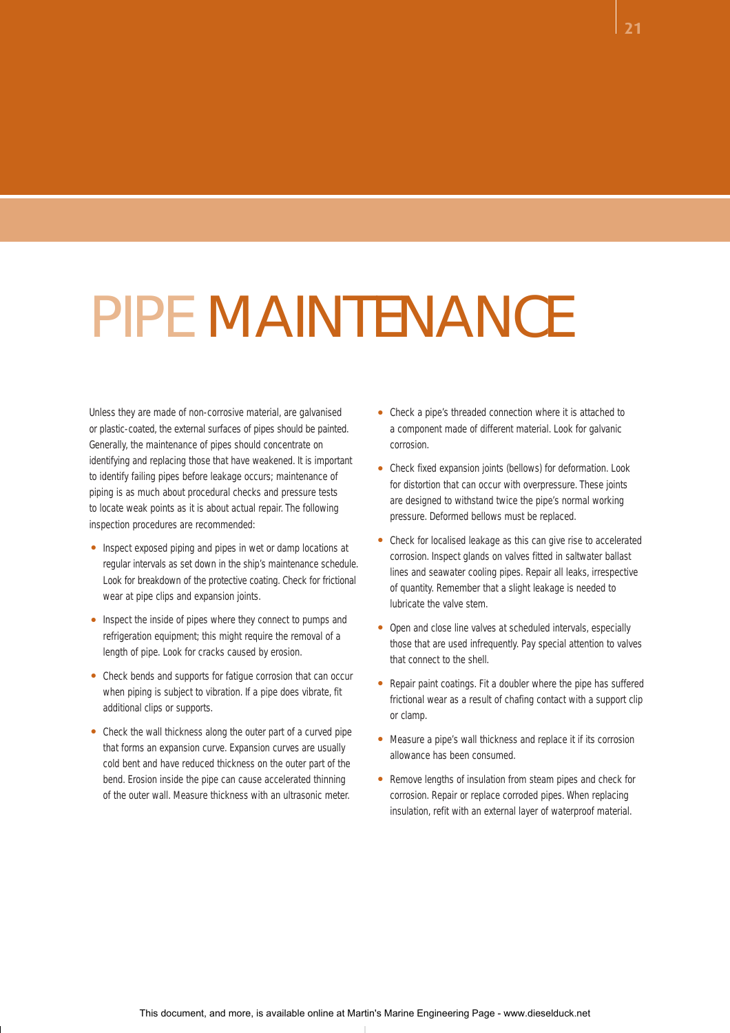# PIPE MAINTENANCE

Unless they are made of non-corrosive material, are galvanised or plastic-coated, the external surfaces of pipes should be painted. Generally, the maintenance of pipes should concentrate on identifying and replacing those that have weakened. It is important to identify failing pipes before leakage occurs; maintenance of piping is as much about procedural checks and pressure tests to locate weak points as it is about actual repair. The following inspection procedures are recommended:

- Inspect exposed piping and pipes in wet or damp locations at regular intervals as set down in the ship's maintenance schedule. Look for breakdown of the protective coating. Check for frictional wear at pipe clips and expansion joints.
- Inspect the inside of pipes where they connect to pumps and refrigeration equipment; this might require the removal of a length of pipe. Look for cracks caused by erosion.
- Check bends and supports for fatigue corrosion that can occur when piping is subject to vibration. If a pipe does vibrate, fit additional clips or supports.
- Check the wall thickness along the outer part of a curved pipe that forms an expansion curve. Expansion curves are usually cold bent and have reduced thickness on the outer part of the bend. Erosion inside the pipe can cause accelerated thinning of the outer wall. Measure thickness with an ultrasonic meter.
- Check a pipe's threaded connection where it is attached to a component made of different material. Look for galvanic corrosion.
- Check fixed expansion joints (bellows) for deformation. Look for distortion that can occur with overpressure. These joints are designed to withstand twice the pipe's normal working pressure. Deformed bellows must be replaced.
- Check for localised leakage as this can give rise to accelerated corrosion. Inspect glands on valves fitted in saltwater ballast lines and seawater cooling pipes. Repair all leaks, irrespective of quantity. Remember that a slight leakage is needed to lubricate the valve stem.
- Open and close line valves at scheduled intervals, especially those that are used infrequently. Pay special attention to valves that connect to the shell.
- Repair paint coatings. Fit a doubler where the pipe has suffered frictional wear as a result of chafing contact with a support clip or clamp.
- Measure a pipe's wall thickness and replace it if its corrosion allowance has been consumed.
- Remove lengths of insulation from steam pipes and check for corrosion. Repair or replace corroded pipes. When replacing insulation, refit with an external layer of waterproof material.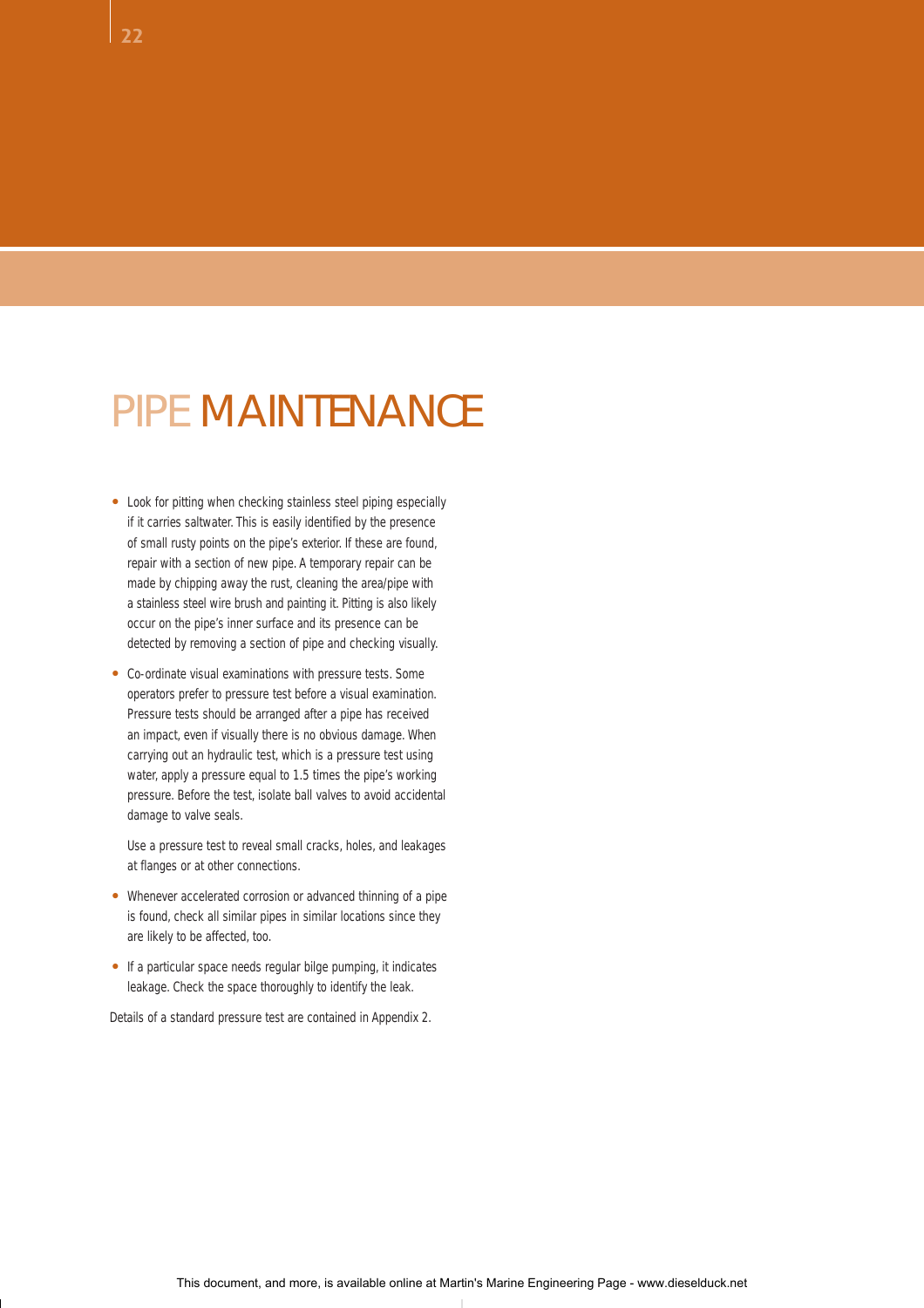# PIPE MAINTENANCE

- Look for pitting when checking stainless steel piping especially if it carries saltwater. This is easily identified by the presence of small rusty points on the pipe's exterior. If these are found, repair with a section of new pipe. A temporary repair can be made by chipping away the rust, cleaning the area/pipe with a stainless steel wire brush and painting it. Pitting is also likely occur on the pipe's inner surface and its presence can be detected by removing a section of pipe and checking visually.

- Co-ordinate visual examinations with pressure tests. Some operators prefer to pressure test before a visual examination. Pressure tests should be arranged after a pipe has received an impact, even if visually there is no obvious damage. When carrying out an hydraulic test, which is a pressure test using water, apply a pressure equal to 1.5 times the pipe's working pressure. Before the test, isolate ball valves to avoid accidental damage to valve seals.

  Use a pressure test to reveal small cracks, holes, and leakages at flanges or at other connections.

- Whenever accelerated corrosion or advanced thinning of a pipe is found, check all similar pipes in similar locations since they are likely to be affected, too.

- If a particular space needs regular bilge pumping, it indicates leakage. Check the space thoroughly to identify the leak.

Details of a standard pressure test are contained in Appendix 2.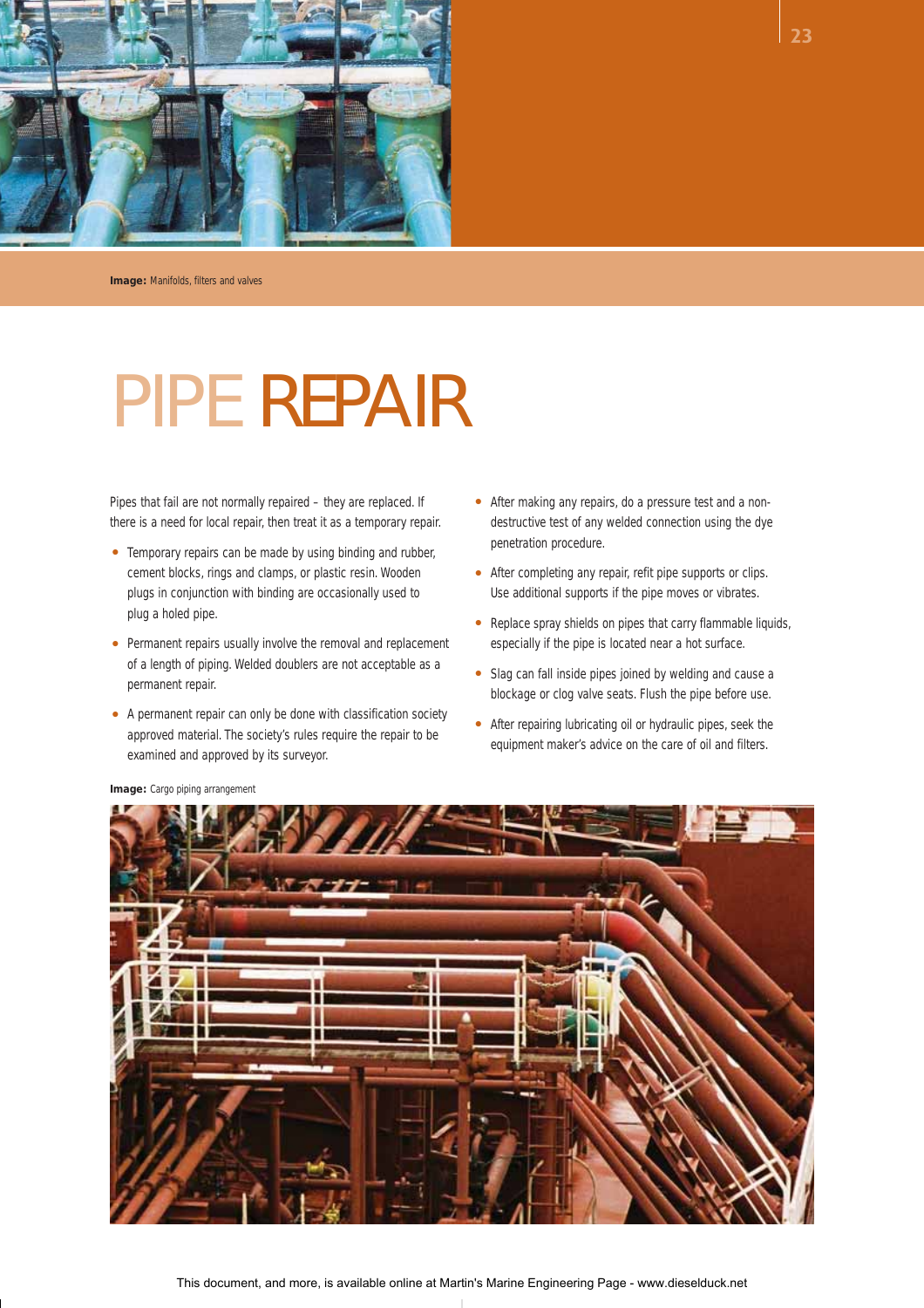Image: Manifolds, filters and valves

# PIPE REPAIR

Pipes that fail are not normally repaired – they are replaced. If there is a need for local repair, then treat it as a temporary repair.

- Temporary repairs can be made by using binding and rubber, cement blocks, rings and clamps, or plastic resin. Wooden plugs in conjunction with binding are occasionally used to plug a holed pipe.
- Permanent repairs usually involve the removal and replacement of a length of piping. Welded doublers are not acceptable as a permanent repair.
- A permanent repair can only be done with classification society approved material. The society's rules require the repair to be examined and approved by its surveyor.
- After making any repairs, do a pressure test and a non-destructive test of any welded connection using the dye penetration procedure.
- After completing any repair, refit pipe supports or clips. Use additional supports if the pipe moves or vibrates.
- Replace spray shields on pipes that carry flammable liquids, especially if the pipe is located near a hot surface.
- Slag can fall inside pipes joined by welding and cause a blockage or clog valve seats. Flush the pipe before use.
- After repairing lubricating oil or hydraulic pipes, seek the equipment maker's advice on the care of oil and filters.

Image: Cargo piping arrangement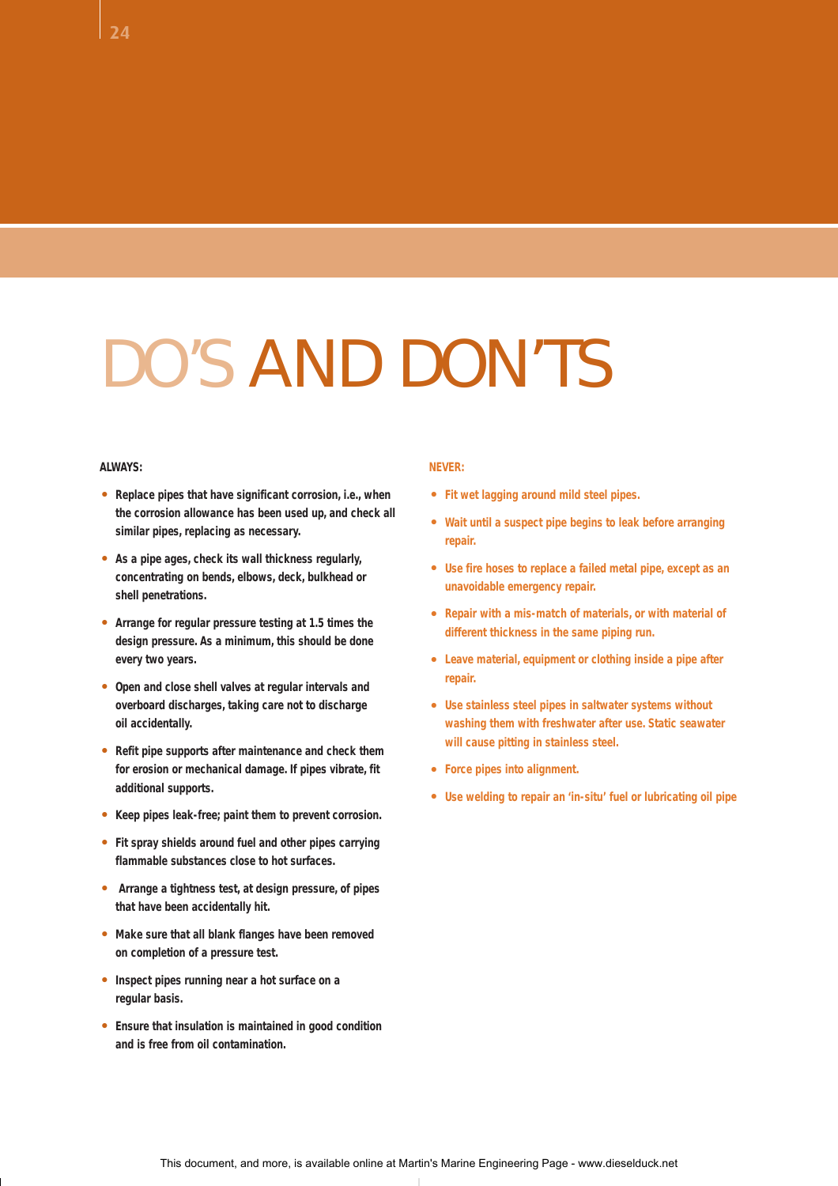# DO'S AND DON'TS

**ALWAYS:**

- Replace pipes that have significant corrosion, i.e., when the corrosion allowance has been used up, and check all similar pipes, replacing as necessary.
- As a pipe ages, check its wall thickness regularly, concentrating on bends, elbows, deck, bulkhead or shell penetrations.
- Arrange for regular pressure testing at 1.5 times the design pressure. As a minimum, this should be done every two years.
- Open and close shell valves at regular intervals and overboard discharges, taking care not to discharge oil accidentally.
- Refit pipe supports after maintenance and check them for erosion or mechanical damage. If pipes vibrate, fit additional supports.
- Keep pipes leak-free; paint them to prevent corrosion.
- Fit spray shields around fuel and other pipes carrying flammable substances close to hot surfaces.
- Arrange a tightness test, at design pressure, of pipes that have been accidentally hit.
- Make sure that all blank flanges have been removed on completion of a pressure test.
- Inspect pipes running near a hot surface on a regular basis.
- Ensure that insulation is maintained in good condition and is free from oil contamination.

**NEVER:**

- Fit wet lagging around mild steel pipes.
- Wait until a suspect pipe begins to leak before arranging repair.
- Use fire hoses to replace a failed metal pipe, except as an unavoidable emergency repair.
- Repair with a mis-match of materials, or with material of different thickness in the same piping run.
- Leave material, equipment or clothing inside a pipe after repair.
- Use stainless steel pipes in saltwater systems without washing them with freshwater after use. Static seawater will cause pitting in stainless steel.
- Force pipes into alignment.
- Use welding to repair an 'in-situ' fuel or lubricating oil pipe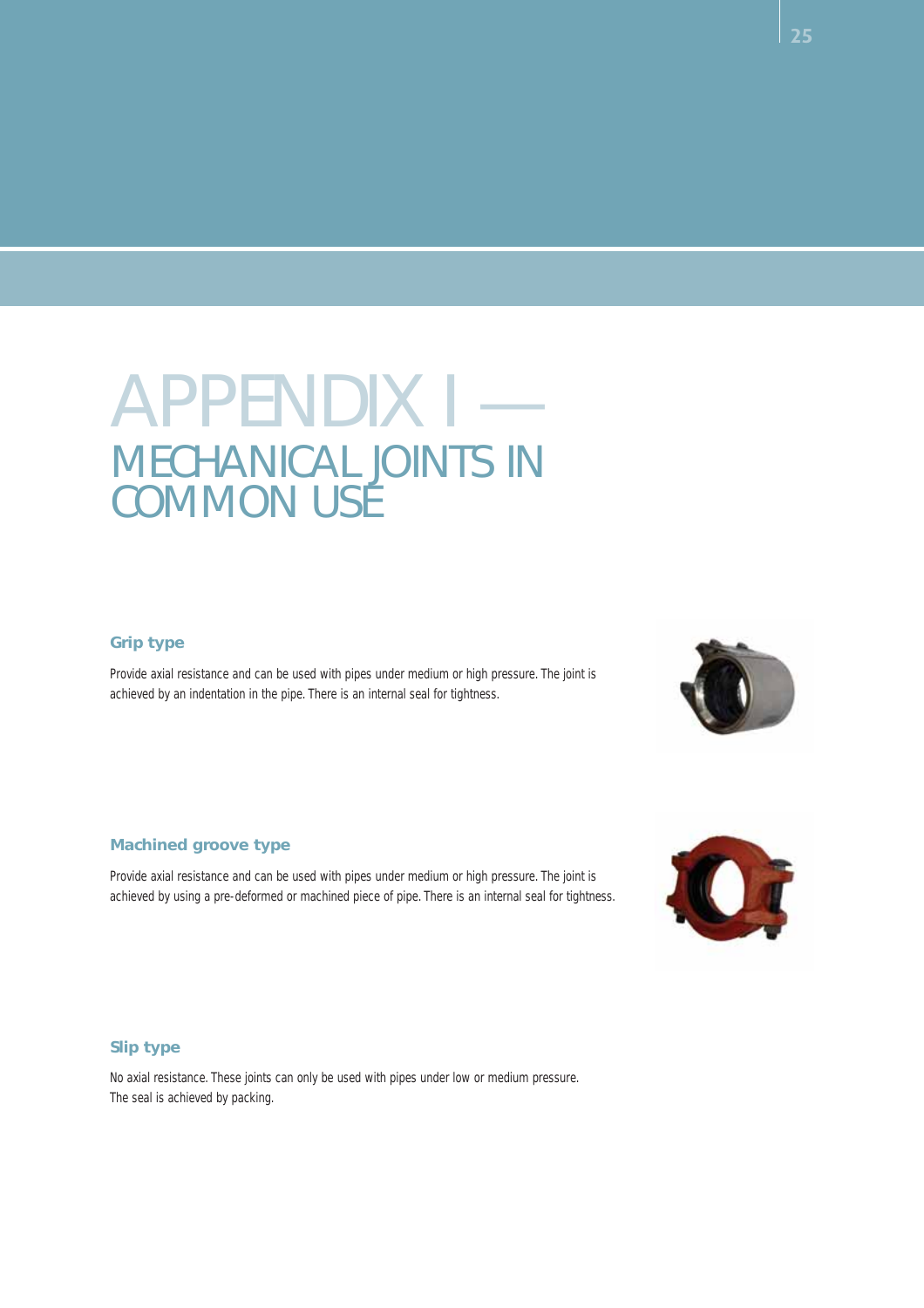# APPENDIX I — MECHANICAL JOINTS IN COMMON USE

### Grip type

Provide axial resistance and can be used with pipes under medium or high pressure. The joint is achieved by an indentation in the pipe. There is an internal seal for tightness.

### Machined groove type

Provide axial resistance and can be used with pipes under medium or high pressure. The joint is achieved by using a pre-deformed or machined piece of pipe. There is an internal seal for tightness.

### Slip type

No axial resistance. These joints can only be used with pipes under low or medium pressure. The seal is achieved by packing.